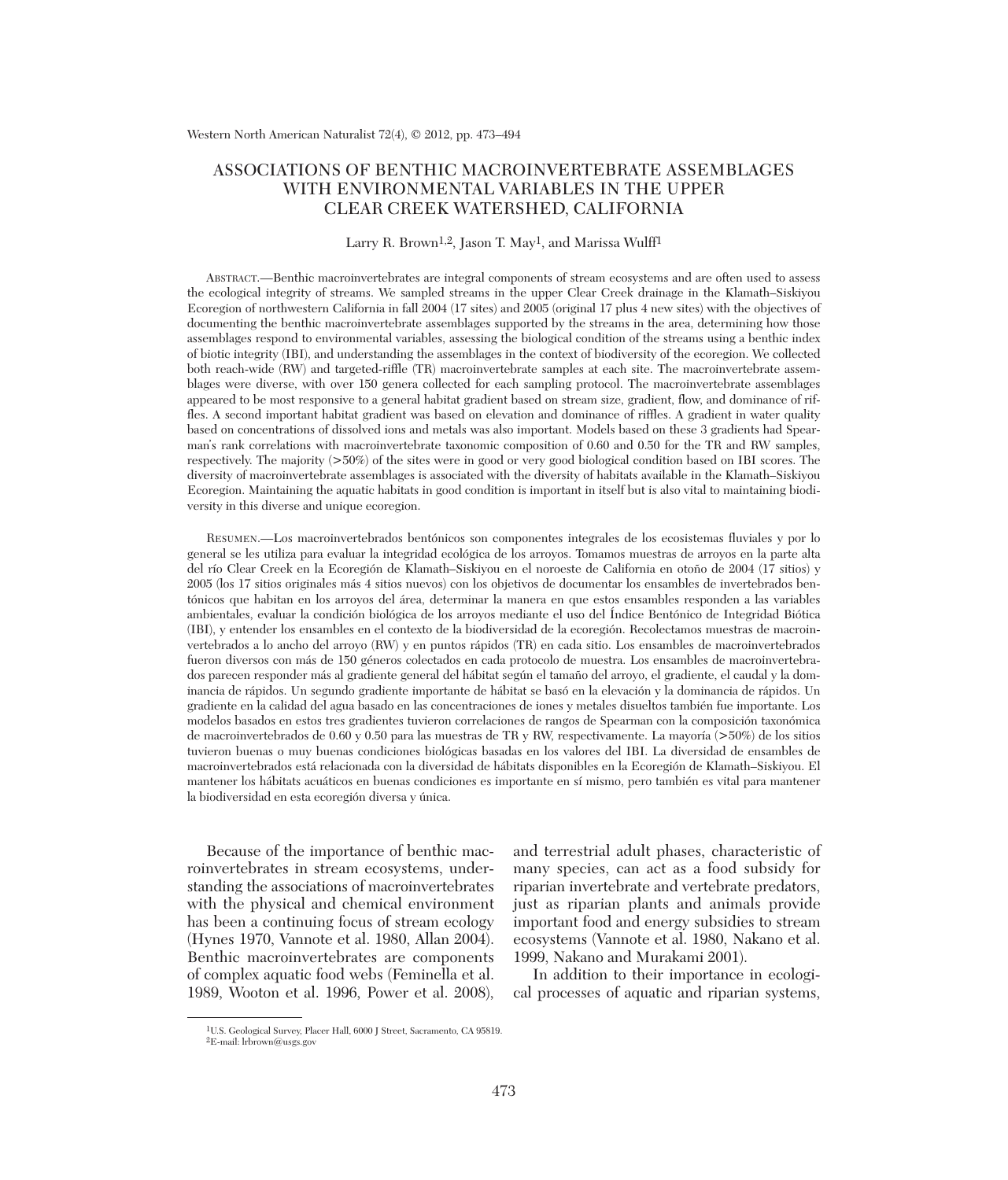# ASSOCIATIONS OF BENTHIC MACROINVERTEBRATE ASSEMBLAGES WITH ENVIRONMENTAL VARIABLES IN THE UPPER CLEAR CREEK WATERSHED, CALIFORNIA

Larry R. Brown[1,2], Jason T. May[1], and Marissa Wulff[1]

Abstract.—Benthic macroinvertebrates are integral components of stream ecosystems and are often used to assess the ecological integrity of streams. We sampled streams in the upper Clear Creek drainage in the Klamath–Siskiyou Ecoregion of northwestern California in fall 2004 (17 sites) and 2005 (original 17 plus 4 new sites) with the objectives of documenting the benthic macroinvertebrate assemblages supported by the streams in the area, determining how those assemblages respond to environmental variables, assessing the biological condition of the streams using a benthic index of biotic integrity (IBI), and understanding the assemblages in the context of biodiversity of the ecoregion. We collected both reach-wide (RW) and targeted-riffle (TR) macroinvertebrate samples at each site. The macroinvertebrate assemblages were diverse, with over 150 genera collected for each sampling protocol. The macroinvertebrate assemblages appeared to be most responsive to a general habitat gradient based on stream size, gradient, flow, and dominance of riffles. A second important habitat gradient was based on elevation and dominance of riffles. A gradient in water quality based on concentrations of dissolved ions and metals was also important. Models based on these 3 gradients had Spearman's rank correlations with macroinvertebrate taxonomic composition of 0.60 and 0.50 for the TR and RW samples, respectively. The majority (>50%) of the sites were in good or very good biological condition based on IBI scores. The diversity of macroinvertebrate assemblages is associated with the diversity of habitats available in the Klamath–Siskiyou Ecoregion. Maintaining the aquatic habitats in good condition is important in itself but is also vital to maintaining biodiversity in this diverse and unique ecoregion.

Resumen.—Los macroinvertebrados bentónicos son componentes integrales de los ecosistemas fluviales y por lo general se les utiliza para evaluar la integridad ecológica de los arroyos. Tomamos muestras de arroyos en la parte alta del río Clear Creek en la Ecoregión de Klamath–Siskiyou en el noroeste de California en otoño de 2004 (17 sitios) y 2005 (los 17 sitios originales más 4 sitios nuevos) con los objetivos de documentar los ensambles de invertebrados bentónicos que habitan en los arroyos del área, determinar la manera en que estos ensambles responden a las variables ambientales, evaluar la condición biológica de los arroyos mediante el uso del Índice Bentónico de Integridad Biótica (IBI), y entender los ensambles en el contexto de la biodiversidad de la ecoregión. Recolectamos muestras de macroinvertebrados a lo ancho del arroyo (RW) y en puntos rápidos (TR) en cada sitio. Los ensambles de macroinvertebrados fueron diversos con más de 150 géneros colectados en cada protocolo de muestra. Los ensambles de macroinvertebrados parecen responder más al gradiente general del hábitat según el tamaño del arroyo, el gradiente, el caudal y la dominancia de rápidos. Un segundo gradiente importante de hábitat se basó en la elevación y la dominancia de rápidos. Un gradiente en la calidad del agua basado en las concentraciones de iones y metales disueltos también fue importante. Los modelos basados en estos tres gradientes tuvieron correlaciones de rangos de Spearman con la composición taxonómica de macroinvertebrados de 0.60 y 0.50 para las muestras de TR y RW, respectivamente. La mayoría (>50%) de los sitios tuvieron buenas o muy buenas condiciones biológicas basadas en los valores del IBI. La diversidad de ensambles de macroinvertebrados está relacionada con la diversidad de hábitats disponibles en la Ecoregión de Klamath–Siskiyou. El mantener los hábitats acuáticos en buenas condiciones es importante en sí mismo, pero también es vital para mantener la biodiversidad en esta ecoregión diversa y única.

Because of the importance of benthic macroinvertebrates in stream ecosystems, understanding the associations of macroinvertebrates with the physical and chemical environment has been a continuing focus of stream ecology (Hynes 1970, Vannote et al. 1980, Allan 2004). Benthic macroinvertebrates are components of complex aquatic food webs (Feminella et al. 1989, Wooton et al. 1996, Power et al. 2008), and terrestrial adult phases, characteristic of many species, can act as a food subsidy for riparian invertebrate and vertebrate predators, just as riparian plants and animals provide important food and energy subsidies to stream ecosystems (Vannote et al. 1980, Nakano et al. 1999, Nakano and Murakami 2001).

In addition to their importance in ecological processes of aquatic and riparian systems,

[1]U.S. Geological Survey, Placer Hall, 6000 J Street, Sacramento, CA 95819.
[2]E-mail: lrbrown@usgs.gov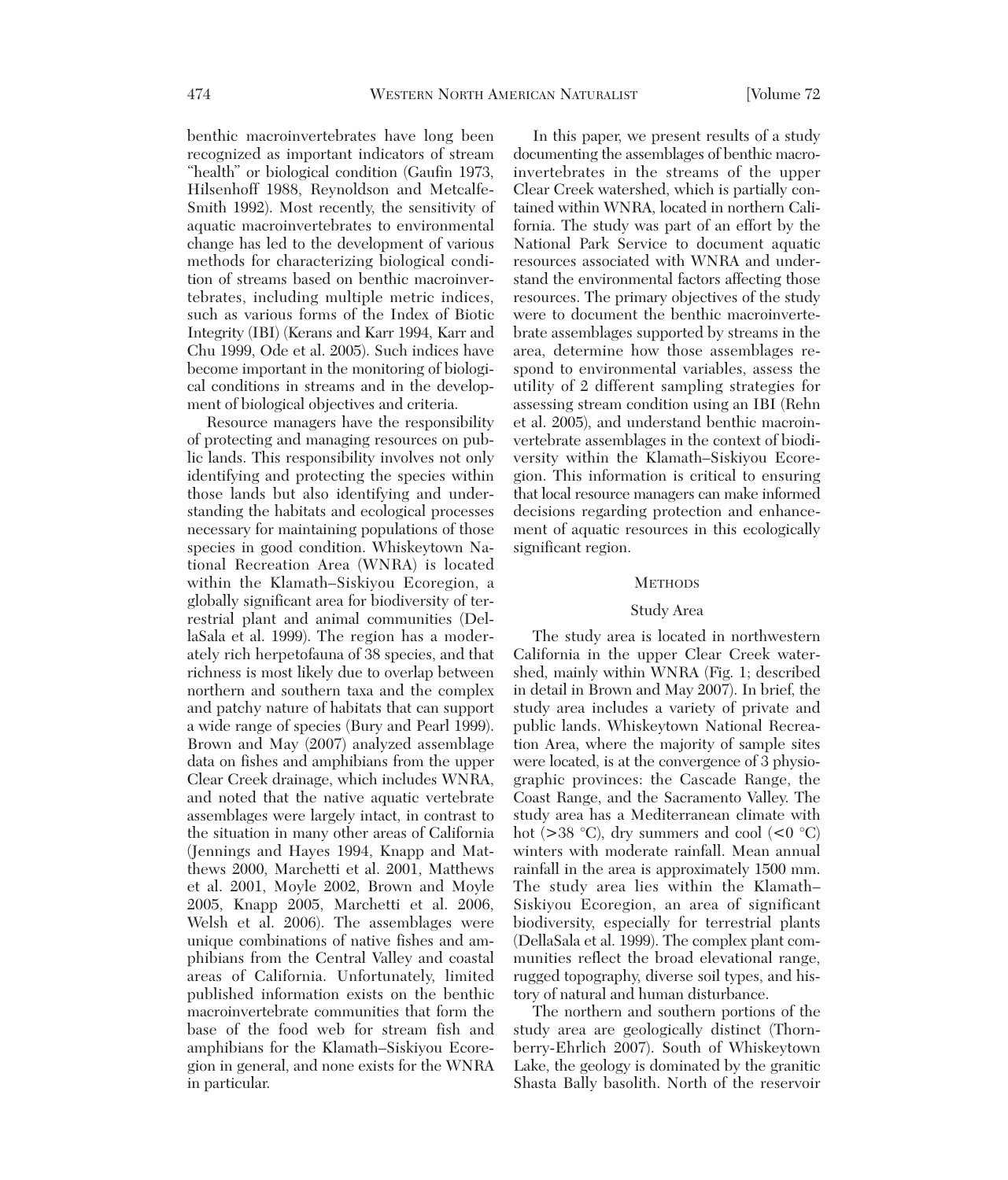benthic macroinvertebrates have long been recognized as important indicators of stream "health" or biological condition (Gaufin 1973, Hilsenhoff 1988, Reynoldson and Metcalfe-Smith 1992). Most recently, the sensitivity of aquatic macroinvertebrates to environmental change has led to the development of various methods for characterizing biological condition of streams based on benthic macroinvertebrates, including multiple metric indices, such as various forms of the Index of Biotic Integrity (IBI) (Kerans and Karr 1994, Karr and Chu 1999, Ode et al. 2005). Such indices have become important in the monitoring of biological conditions in streams and in the development of biological objectives and criteria.

Resource managers have the responsibility of protecting and managing resources on public lands. This responsibility involves not only identifying and protecting the species within those lands but also identifying and understanding the habitats and ecological processes necessary for maintaining populations of those species in good condition. Whiskeytown National Recreation Area (WNRA) is located within the Klamath–Siskiyou Ecoregion, a globally significant area for biodiversity of terrestrial plant and animal communities (DellaSala et al. 1999). The region has a moderately rich herpetofauna of 38 species, and that richness is most likely due to overlap between northern and southern taxa and the complex and patchy nature of habitats that can support a wide range of species (Bury and Pearl 1999). Brown and May (2007) analyzed assemblage data on fishes and amphibians from the upper Clear Creek drainage, which includes WNRA, and noted that the native aquatic vertebrate assemblages were largely intact, in contrast to the situation in many other areas of California (Jennings and Hayes 1994, Knapp and Matthews 2000, Marchetti et al. 2001, Matthews et al. 2001, Moyle 2002, Brown and Moyle 2005, Knapp 2005, Marchetti et al. 2006, Welsh et al. 2006). The assemblages were unique combinations of native fishes and amphibians from the Central Valley and coastal areas of California. Unfortunately, limited published information exists on the benthic macroinvertebrate communities that form the base of the food web for stream fish and amphibians for the Klamath–Siskiyou Ecoregion in general, and none exists for the WNRA in particular.

In this paper, we present results of a study documenting the assemblages of benthic macroinvertebrates in the streams of the upper Clear Creek watershed, which is partially contained within WNRA, located in northern California. The study was part of an effort by the National Park Service to document aquatic resources associated with WNRA and understand the environmental factors affecting those resources. The primary objectives of the study were to document the benthic macroinvertebrate assemblages supported by streams in the area, determine how those assemblages respond to environmental variables, assess the utility of 2 different sampling strategies for assessing stream condition using an IBI (Rehn et al. 2005), and understand benthic macroinvertebrate assemblages in the context of biodiversity within the Klamath–Siskiyou Ecoregion. This information is critical to ensuring that local resource managers can make informed decisions regarding protection and enhancement of aquatic resources in this ecologically significant region.

## METHODS

### Study Area

The study area is located in northwestern California in the upper Clear Creek watershed, mainly within WNRA (Fig. 1; described in detail in Brown and May 2007). In brief, the study area includes a variety of private and public lands. Whiskeytown National Recreation Area, where the majority of sample sites were located, is at the convergence of 3 physiographic provinces: the Cascade Range, the Coast Range, and the Sacramento Valley. The study area has a Mediterranean climate with hot (>38 °C), dry summers and cool (<0 °C) winters with moderate rainfall. Mean annual rainfall in the area is approximately 1500 mm. The study area lies within the Klamath–Siskiyou Ecoregion, an area of significant biodiversity, especially for terrestrial plants (DellaSala et al. 1999). The complex plant communities reflect the broad elevational range, rugged topography, diverse soil types, and history of natural and human disturbance.

The northern and southern portions of the study area are geologically distinct (Thornberry-Ehrlich 2007). South of Whiskeytown Lake, the geology is dominated by the granitic Shasta Bally basolith. North of the reservoir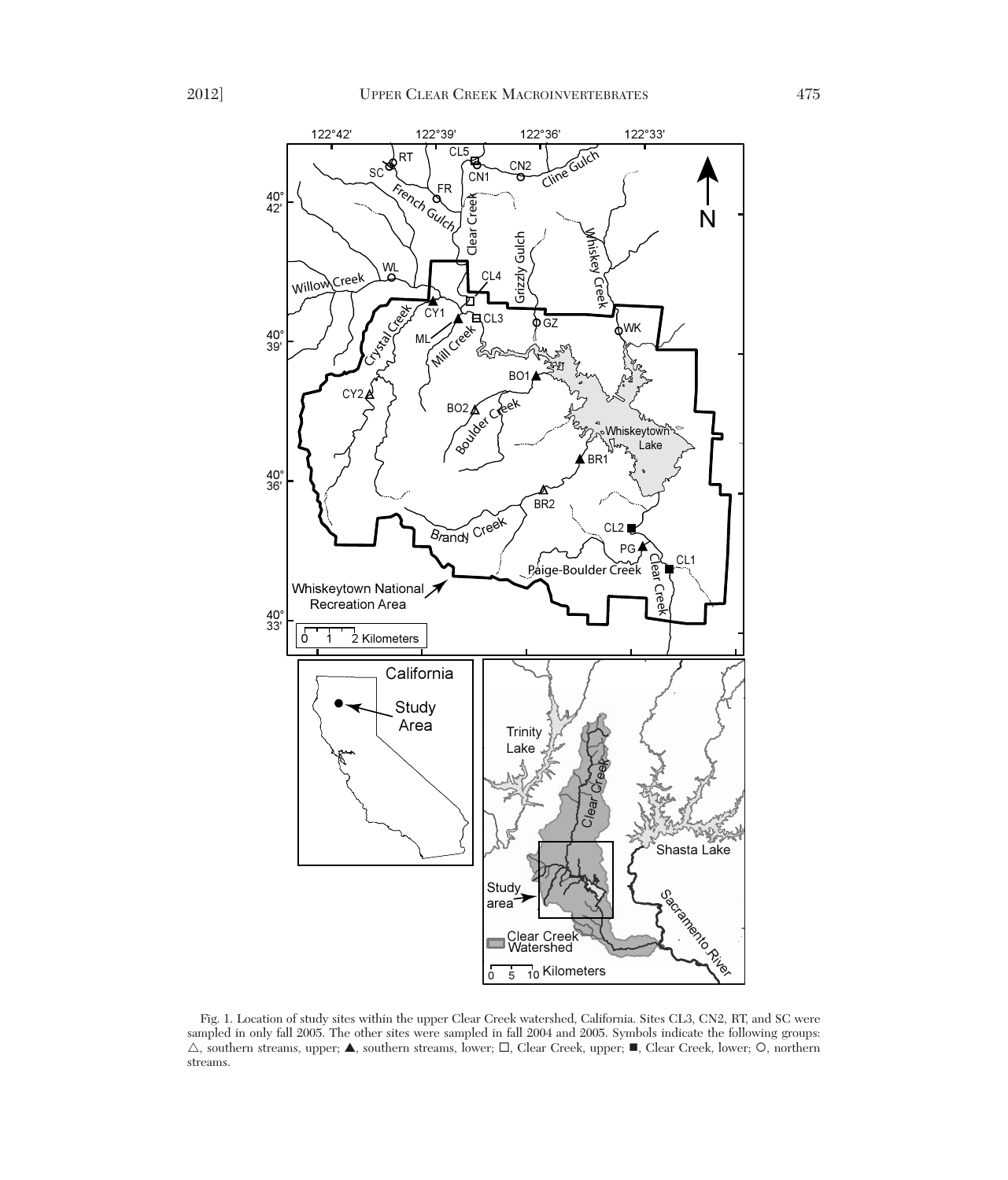Fig. 1. Location of study sites within the upper Clear Creek watershed, California. Sites CL3, CN2, RT, and SC were sampled in only fall 2005. The other sites were sampled in fall 2004 and 2005. Symbols indicate the following groups: △, southern streams, upper; ▲, southern streams, lower; □, Clear Creek, upper; ■, Clear Creek, lower; ○, northern streams.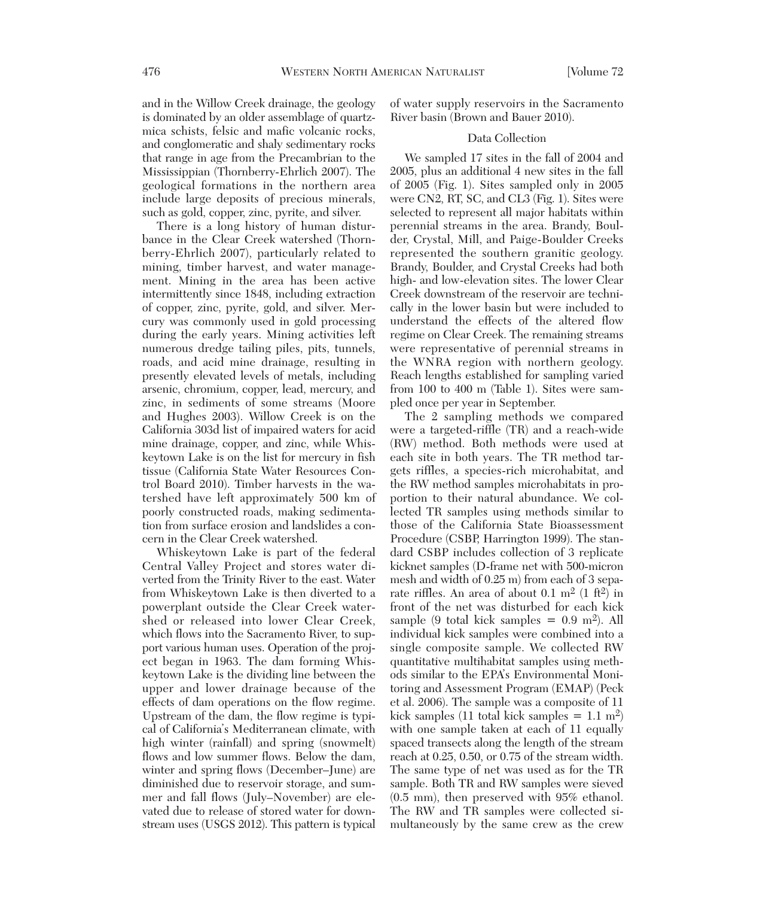and in the Willow Creek drainage, the geology is dominated by an older assemblage of quartz-mica schists, felsic and mafic volcanic rocks, and conglomeratic and shaly sedimentary rocks that range in age from the Precambrian to the Mississippian (Thornberry-Ehrlich 2007). The geological formations in the northern area include large deposits of precious minerals, such as gold, copper, zinc, pyrite, and silver.

There is a long history of human disturbance in the Clear Creek watershed (Thornberry-Ehrlich 2007), particularly related to mining, timber harvest, and water management. Mining in the area has been active intermittently since 1848, including extraction of copper, zinc, pyrite, gold, and silver. Mercury was commonly used in gold processing during the early years. Mining activities left numerous dredge tailing piles, pits, tunnels, roads, and acid mine drainage, resulting in presently elevated levels of metals, including arsenic, chromium, copper, lead, mercury, and zinc, in sediments of some streams (Moore and Hughes 2003). Willow Creek is on the California 303d list of impaired waters for acid mine drainage, copper, and zinc, while Whiskeytown Lake is on the list for mercury in fish tissue (California State Water Resources Control Board 2010). Timber harvests in the watershed have left approximately 500 km of poorly constructed roads, making sedimentation from surface erosion and landslides a concern in the Clear Creek watershed.

Whiskeytown Lake is part of the federal Central Valley Project and stores water diverted from the Trinity River to the east. Water from Whiskeytown Lake is then diverted to a powerplant outside the Clear Creek watershed or released into lower Clear Creek, which flows into the Sacramento River, to support various human uses. Operation of the project began in 1963. The dam forming Whiskeytown Lake is the dividing line between the upper and lower drainage because of the effects of dam operations on the flow regime. Upstream of the dam, the flow regime is typical of California's Mediterranean climate, with high winter (rainfall) and spring (snowmelt) flows and low summer flows. Below the dam, winter and spring flows (December–June) are diminished due to reservoir storage, and summer and fall flows (July–November) are elevated due to release of stored water for downstream uses (USGS 2012). This pattern is typical of water supply reservoirs in the Sacramento River basin (Brown and Bauer 2010).

## Data Collection

We sampled 17 sites in the fall of 2004 and 2005, plus an additional 4 new sites in the fall of 2005 (Fig. 1). Sites sampled only in 2005 were CN2, RT, SC, and CL3 (Fig. 1). Sites were selected to represent all major habitats within perennial streams in the area. Brandy, Boulder, Crystal, Mill, and Paige-Boulder Creeks represented the southern granitic geology. Brandy, Boulder, and Crystal Creeks had both high- and low-elevation sites. The lower Clear Creek downstream of the reservoir are technically in the lower basin but were included to understand the effects of the altered flow regime on Clear Creek. The remaining streams were representative of perennial streams in the WNRA region with northern geology. Reach lengths established for sampling varied from 100 to 400 m (Table 1). Sites were sampled once per year in September.

The 2 sampling methods we compared were a targeted-riffle (TR) and a reach-wide (RW) method. Both methods were used at each site in both years. The TR method targets riffles, a species-rich microhabitat, and the RW method samples microhabitats in proportion to their natural abundance. We collected TR samples using methods similar to those of the California State Bioassessment Procedure (CSBP, Harrington 1999). The standard CSBP includes collection of 3 replicate kicknet samples (D-frame net with 500-micron mesh and width of 0.25 m) from each of 3 separate riffles. An area of about 0.1 $m^2$ (1 $ft^2$) in front of the net was disturbed for each kick sample (9 total kick samples = 0.9 $m^2$). All individual kick samples were combined into a single composite sample. We collected RW quantitative multihabitat samples using methods similar to the EPA's Environmental Monitoring and Assessment Program (EMAP) (Peck et al. 2006). The sample was a composite of 11 kick samples (11 total kick samples = 1.1 $m^2$) with one sample taken at each of 11 equally spaced transects along the length of the stream reach at 0.25, 0.50, or 0.75 of the stream width. The same type of net was used as for the TR sample. Both TR and RW samples were sieved (0.5 mm), then preserved with 95% ethanol. The RW and TR samples were collected simultaneously by the same crew as the crew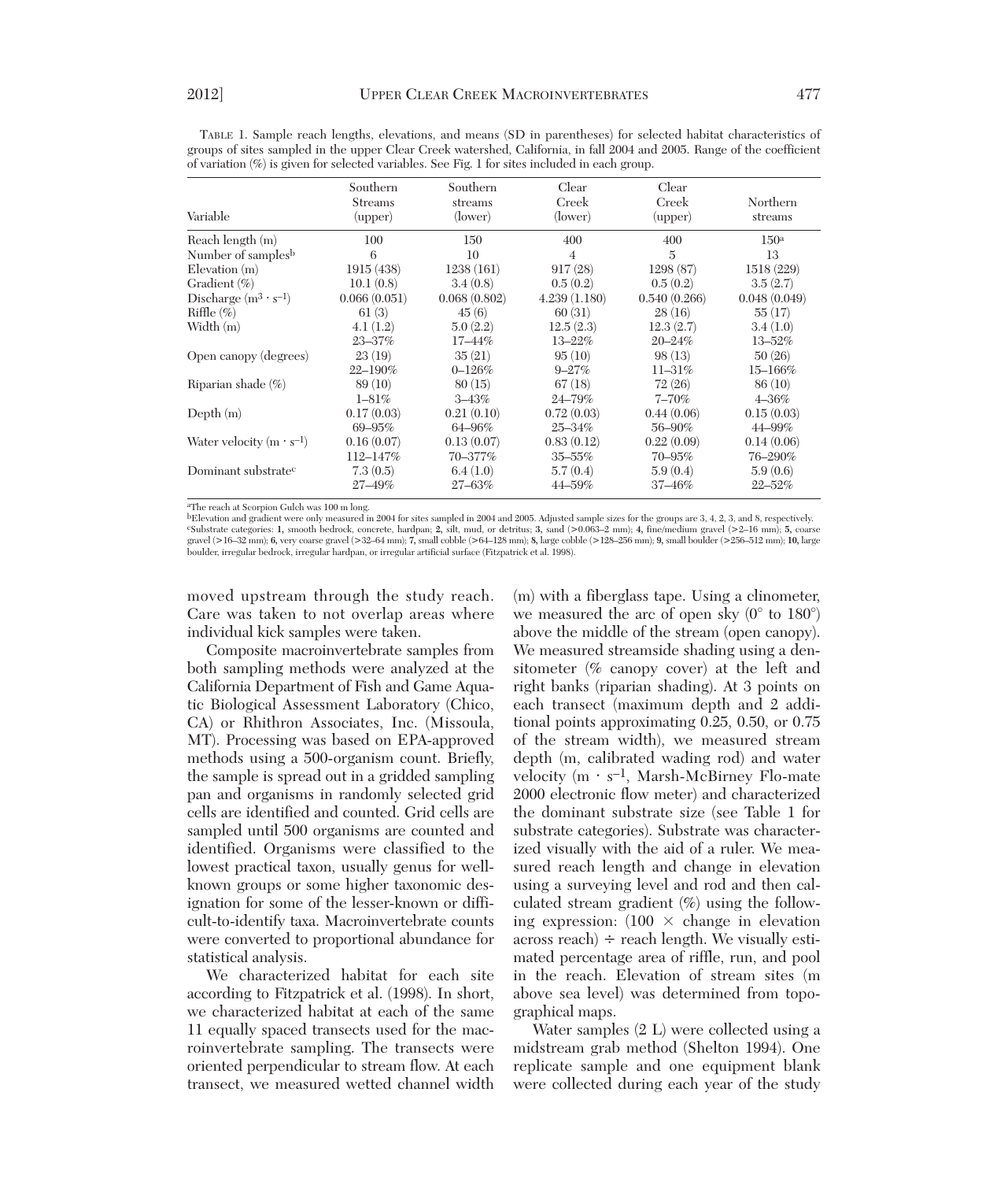TABLE 1. Sample reach lengths, elevations, and means (SD in parentheses) for selected habitat characteristics of groups of sites sampled in the upper Clear Creek watershed, California, in fall 2004 and 2005. Range of the coefficient of variation (%) is given for selected variables. See Fig. 1 for sites included in each group.

| Variable | Southern Streams (upper) | Southern streams (lower) | Clear Creek (lower) | Clear Creek (upper) | Northern streams |
|---|---|---|---|---|---|
| Reach length (m) | 100 | 150 | 400 | 400 | 150[a] |
| Number of samples[b] | 6 | 10 | 4 | 5 | 13 |
| Elevation (m) | 1915 (438) | 1238 (161) | 917 (28) | 1298 (87) | 1518 (229) |
| Gradient (%) | 10.1 (0.8) | 3.4 (0.8) | 0.5 (0.2) | 0.5 (0.2) | 3.5 (2.7) |
| Discharge ($m^3 \cdot s^{-1}$) | 0.066 (0.051) | 0.068 (0.802) | 4.239 (1.180) | 0.540 (0.266) | 0.048 (0.049) |
| Riffle (%) | 61 (3) | 45 (6) | 60 (31) | 28 (16) | 55 (17) |
| Width (m) | 4.1 (1.2) | 5.0 (2.2) | 12.5 (2.3) | 12.3 (2.7) | 3.4 (1.0) |
| | 23–37% | 17–44% | 13–22% | 20–24% | 13–52% |
| Open canopy (degrees) | 23 (19) | 35 (21) | 95 (10) | 98 (13) | 50 (26) |
| | 22–190% | 0–126% | 9–27% | 11–31% | 15–166% |
| Riparian shade (%) | 89 (10) | 80 (15) | 67 (18) | 72 (26) | 86 (10) |
| | 1–81% | 3–43% | 24–79% | 7–70% | 4–36% |
| Depth (m) | 0.17 (0.03) | 0.21 (0.10) | 0.72 (0.03) | 0.44 (0.06) | 0.15 (0.03) |
| | 69–95% | 64–96% | 25–34% | 56–90% | 44–99% |
| Water velocity ($m \cdot s^{-1}$) | 0.16 (0.07) | 0.13 (0.07) | 0.83 (0.12) | 0.22 (0.09) | 0.14 (0.06) |
| | 112–147% | 70–377% | 35–55% | 70–95% | 76–290% |
| Dominant substrate[c] | 7.3 (0.5) | 6.4 (1.0) | 5.7 (0.4) | 5.9 (0.4) | 5.9 (0.6) |
| | 27–49% | 27–63% | 44–59% | 37–46% | 22–52% |

[a]The reach at Scorpion Gulch was 100 m long.
[b]Elevation and gradient were only measured in 2004 for sites sampled in 2004 and 2005. Adjusted sample sizes for the groups are 3, 4, 2, 3, and 8, respectively.
[c]Substrate categories: **1**, smooth bedrock, concrete, hardpan; **2**, silt, mud, or detritus; **3**, sand (>0.063–2 mm); **4**, fine/medium gravel (>2–16 mm); **5**, coarse gravel (>16–32 mm); **6**, very coarse gravel (>32–64 mm); **7**, small cobble (>64–128 mm); **8**, large cobble (>128–256 mm); **9**, small boulder (>256–512 mm); **10**, large boulder, irregular bedrock, irregular hardpan, or irregular artificial surface (Fitzpatrick et al. 1998).

moved upstream through the study reach. Care was taken to not overlap areas where individual kick samples were taken.

Composite macroinvertebrate samples from both sampling methods were analyzed at the California Department of Fish and Game Aquatic Biological Assessment Laboratory (Chico, CA) or Rhithron Associates, Inc. (Missoula, MT). Processing was based on EPA-approved methods using a 500-organism count. Briefly, the sample is spread out in a gridded sampling pan and organisms in randomly selected grid cells are identified and counted. Grid cells are sampled until 500 organisms are counted and identified. Organisms were classified to the lowest practical taxon, usually genus for well-known groups or some higher taxonomic designation for some of the lesser-known or difficult-to-identify taxa. Macroinvertebrate counts were converted to proportional abundance for statistical analysis.

We characterized habitat for each site according to Fitzpatrick et al. (1998). In short, we characterized habitat at each of the same 11 equally spaced transects used for the macroinvertebrate sampling. The transects were oriented perpendicular to stream flow. At each transect, we measured wetted channel width (m) with a fiberglass tape. Using a clinometer, we measured the arc of open sky (0° to 180°) above the middle of the stream (open canopy). We measured streamside shading using a densitometer (% canopy cover) at the left and right banks (riparian shading). At 3 points on each transect (maximum depth and 2 additional points approximating 0.25, 0.50, or 0.75 of the stream width), we measured stream depth (m, calibrated wading rod) and water velocity ($m \cdot s^{-1}$, Marsh-McBirney Flo-mate 2000 electronic flow meter) and characterized the dominant substrate size (see Table 1 for substrate categories). Substrate was characterized visually with the aid of a ruler. We measured reach length and change in elevation using a surveying level and rod and then calculated stream gradient (%) using the following expression: ($100 \times$ change in elevation across reach) $\div$ reach length. We visually estimated percentage area of riffle, run, and pool in the reach. Elevation of stream sites (m above sea level) was determined from topographical maps.

Water samples (2 L) were collected using a midstream grab method (Shelton 1994). One replicate sample and one equipment blank were collected during each year of the study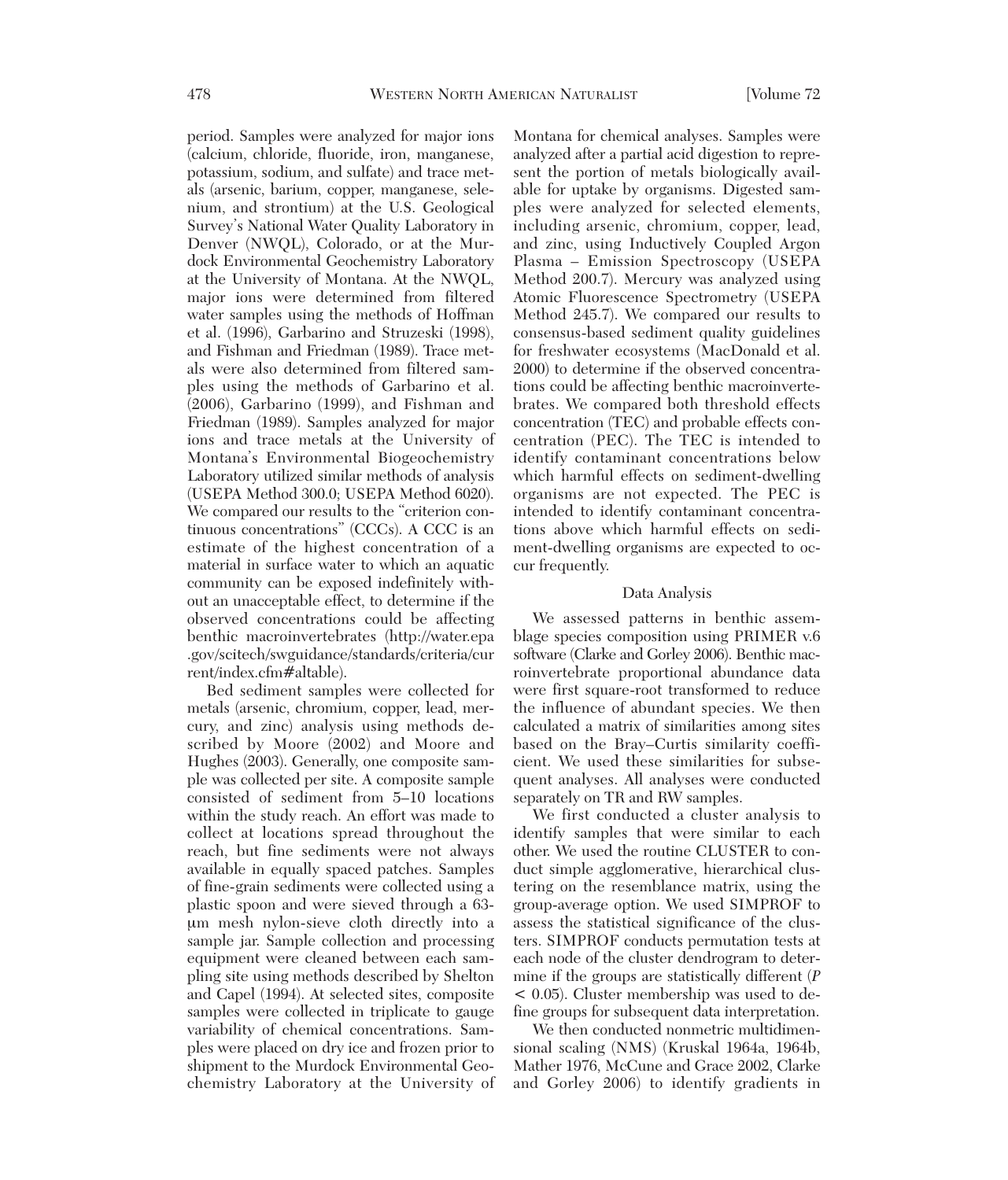period. Samples were analyzed for major ions (calcium, chloride, fluoride, iron, manganese, potassium, sodium, and sulfate) and trace metals (arsenic, barium, copper, manganese, selenium, and strontium) at the U.S. Geological Survey's National Water Quality Laboratory in Denver (NWQL), Colorado, or at the Murdock Environmental Geochemistry Laboratory at the University of Montana. At the NWQL, major ions were determined from filtered water samples using the methods of Hoffman et al. (1996), Garbarino and Struzeski (1998), and Fishman and Friedman (1989). Trace metals were also determined from filtered samples using the methods of Garbarino et al. (2006), Garbarino (1999), and Fishman and Friedman (1989). Samples analyzed for major ions and trace metals at the University of Montana's Environmental Biogeochemistry Laboratory utilized similar methods of analysis (USEPA Method 300.0; USEPA Method 6020). We compared our results to the "criterion continuous concentrations" (CCCs). A CCC is an estimate of the highest concentration of a material in surface water to which an aquatic community can be exposed indefinitely without an unacceptable effect, to determine if the observed concentrations could be affecting benthic macroinvertebrates (http://water.epa.gov/scitech/swguidance/standards/criteria/current/index.cfm#altable).

Bed sediment samples were collected for metals (arsenic, chromium, copper, lead, mercury, and zinc) analysis using methods described by Moore (2002) and Moore and Hughes (2003). Generally, one composite sample was collected per site. A composite sample consisted of sediment from 5–10 locations within the study reach. An effort was made to collect at locations spread throughout the reach, but fine sediments were not always available in equally spaced patches. Samples of fine-grain sediments were collected using a plastic spoon and were sieved through a 63-μm mesh nylon-sieve cloth directly into a sample jar. Sample collection and processing equipment were cleaned between each sampling site using methods described by Shelton and Capel (1994). At selected sites, composite samples were collected in triplicate to gauge variability of chemical concentrations. Samples were placed on dry ice and frozen prior to shipment to the Murdock Environmental Geochemistry Laboratory at the University of Montana for chemical analyses. Samples were analyzed after a partial acid digestion to represent the portion of metals biologically available for uptake by organisms. Digested samples were analyzed for selected elements, including arsenic, chromium, copper, lead, and zinc, using Inductively Coupled Argon Plasma – Emission Spectroscopy (USEPA Method 200.7). Mercury was analyzed using Atomic Fluorescence Spectrometry (USEPA Method 245.7). We compared our results to consensus-based sediment quality guidelines for freshwater ecosystems (MacDonald et al. 2000) to determine if the observed concentrations could be affecting benthic macroinvertebrates. We compared both threshold effects concentration (TEC) and probable effects concentration (PEC). The TEC is intended to identify contaminant concentrations below which harmful effects on sediment-dwelling organisms are not expected. The PEC is intended to identify contaminant concentrations above which harmful effects on sediment-dwelling organisms are expected to occur frequently.

### Data Analysis

We assessed patterns in benthic assemblage species composition using PRIMER v.6 software (Clarke and Gorley 2006). Benthic macroinvertebrate proportional abundance data were first square-root transformed to reduce the influence of abundant species. We then calculated a matrix of similarities among sites based on the Bray–Curtis similarity coefficient. We used these similarities for subsequent analyses. All analyses were conducted separately on TR and RW samples.

We first conducted a cluster analysis to identify samples that were similar to each other. We used the routine CLUSTER to conduct simple agglomerative, hierarchical clustering on the resemblance matrix, using the group-average option. We used SIMPROF to assess the statistical significance of the clusters. SIMPROF conducts permutation tests at each node of the cluster dendrogram to determine if the groups are statistically different ($P < 0.05$). Cluster membership was used to define groups for subsequent data interpretation.

We then conducted nonmetric multidimensional scaling (NMS) (Kruskal 1964a, 1964b, Mather 1976, McCune and Grace 2002, Clarke and Gorley 2006) to identify gradients in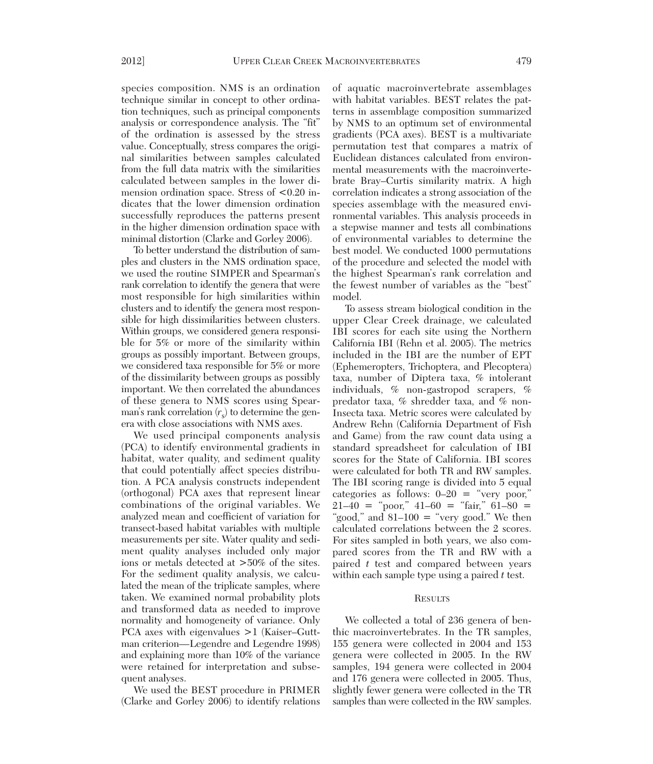species composition. NMS is an ordination technique similar in concept to other ordination techniques, such as principal components analysis or correspondence analysis. The "fit" of the ordination is assessed by the stress value. Conceptually, stress compares the original similarities between samples calculated from the full data matrix with the similarities calculated between samples in the lower dimension ordination space. Stress of <0.20 indicates that the lower dimension ordination successfully reproduces the patterns present in the higher dimension ordination space with minimal distortion (Clarke and Gorley 2006).

To better understand the distribution of samples and clusters in the NMS ordination space, we used the routine SIMPER and Spearman's rank correlation to identify the genera that were most responsible for high similarities within clusters and to identify the genera most responsible for high dissimilarities between clusters. Within groups, we considered genera responsible for 5% or more of the similarity within groups as possibly important. Between groups, we considered taxa responsible for 5% or more of the dissimilarity between groups as possibly important. We then correlated the abundances of these genera to NMS scores using Spearman's rank correlation ($r_s$) to determine the genera with close associations with NMS axes.

We used principal components analysis (PCA) to identify environmental gradients in habitat, water quality, and sediment quality that could potentially affect species distribution. A PCA analysis constructs independent (orthogonal) PCA axes that represent linear combinations of the original variables. We analyzed mean and coefficient of variation for transect-based habitat variables with multiple measurements per site. Water quality and sediment quality analyses included only major ions or metals detected at >50% of the sites. For the sediment quality analysis, we calculated the mean of the triplicate samples, where taken. We examined normal probability plots and transformed data as needed to improve normality and homogeneity of variance. Only PCA axes with eigenvalues >1 (Kaiser–Guttman criterion—Legendre and Legendre 1998) and explaining more than 10% of the variance were retained for interpretation and subsequent analyses.

We used the BEST procedure in PRIMER (Clarke and Gorley 2006) to identify relations of aquatic macroinvertebrate assemblages with habitat variables. BEST relates the patterns in assemblage composition summarized by NMS to an optimum set of environmental gradients (PCA axes). BEST is a multivariate permutation test that compares a matrix of Euclidean distances calculated from environmental measurements with the macroinvertebrate Bray–Curtis similarity matrix. A high correlation indicates a strong association of the species assemblage with the measured environmental variables. This analysis proceeds in a stepwise manner and tests all combinations of environmental variables to determine the best model. We conducted 1000 permutations of the procedure and selected the model with the highest Spearman's rank correlation and the fewest number of variables as the "best" model.

To assess stream biological condition in the upper Clear Creek drainage, we calculated IBI scores for each site using the Northern California IBI (Rehn et al. 2005). The metrics included in the IBI are the number of EPT (Ephemeropters, Trichoptera, and Plecoptera) taxa, number of Diptera taxa, % intolerant individuals, % non-gastropod scrapers, % predator taxa, % shredder taxa, and % non-Insecta taxa. Metric scores were calculated by Andrew Rehn (California Department of Fish and Game) from the raw count data using a standard spreadsheet for calculation of IBI scores for the State of California. IBI scores were calculated for both TR and RW samples. The IBI scoring range is divided into 5 equal categories as follows: 0–20 = "very poor," 21–40 = "poor," 41–60 = "fair," 61–80 = "good," and 81–100 = "very good." We then calculated correlations between the 2 scores. For sites sampled in both years, we also compared scores from the TR and RW with a paired *t* test and compared between years within each sample type using a paired *t* test.

## Results

We collected a total of 236 genera of benthic macroinvertebrates. In the TR samples, 155 genera were collected in 2004 and 153 genera were collected in 2005. In the RW samples, 194 genera were collected in 2004 and 176 genera were collected in 2005. Thus, slightly fewer genera were collected in the TR samples than were collected in the RW samples.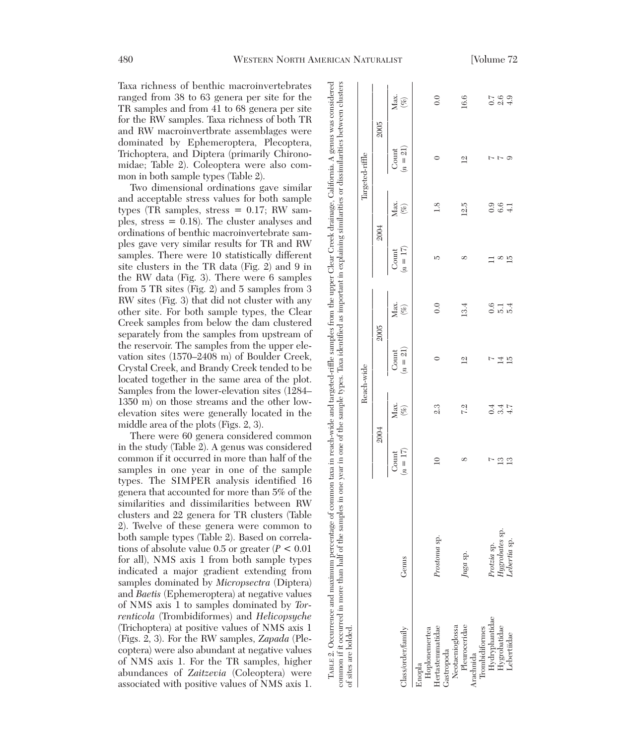Taxa richness of benthic macroinvertebrates ranged from 38 to 63 genera per site for the TR samples and from 41 to 68 genera per site for the RW samples. Taxa richness of both TR and RW macroinvertbrate assemblages were dominated by Ephemeroptera, Plecoptera, Trichoptera, and Diptera (primarily Chironomidae; Table 2). Coleoptera were also common in both sample types (Table 2).

Two dimensional ordinations gave similar and acceptable stress values for both sample types (TR samples, stress = 0.17; RW samples, stress = 0.18). The cluster analyses and ordinations of benthic macroinvertebrate samples gave very similar results for TR and RW samples. There were 10 statistically different site clusters in the TR data (Fig. 2) and 9 in the RW data (Fig. 3). There were 6 samples from 5 TR sites (Fig. 2) and 5 samples from 3 RW sites (Fig. 3) that did not cluster with any other site. For both sample types, the Clear Creek samples from below the dam clustered separately from the samples from upstream of the reservoir. The samples from the upper elevation sites (1570–2408 m) of Boulder Creek, Crystal Creek, and Brandy Creek tended to be located together in the same area of the plot. Samples from the lower-elevation sites (1284–1350 m) on those streams and the other low-elevation sites were generally located in the middle area of the plots (Figs. 2, 3).

There were 60 genera considered common in the study (Table 2). A genus was considered common if it occurred in more than half of the samples in one year in one of the sample types. The SIMPER analysis identified 16 genera that accounted for more than 5% of the similarities and dissimilarities between RW clusters and 22 genera for TR clusters (Table 2). Twelve of these genera were common to both sample types (Table 2). Based on correlations of absolute value 0.5 or greater ($P < 0.01$ for all), NMS axis 1 from both sample types indicated a major gradient extending from samples dominated by *Micropsectra* (Diptera) and *Baetis* (Ephemeroptera) at negative values of NMS axis 1 to samples dominated by *Torrenticola* (Trombidiformes) and *Helicopsyche* (Trichoptera) at positive values of NMS axis 1 (Figs. 2, 3). For the RW samples, *Zapada* (Plecoptera) were also abundant at negative values of NMS axis 1. For the TR samples, higher abundances of *Zaitzevia* (Coleoptera) were associated with positive values of NMS axis 1.

TABLE 2. Occurrence and maximum percentage of common taxa in reach-wide and targeted-riffle samples from the upper Clear Creek drainage, California. A genus was considered common if it occurred in more than half of the samples in one year in one of the sample types. Taxa identified as important in explaining similarities or dissimilarities between clusters of sites are bolded.

| Class/order/family | Genus | Reach-wide | | | | Targeted-riffle | | | |
|---|---|---|---|---|---|---|---|---|---|
| | | 2004 | | 2005 | | 2004 | | 2005 | |
| | | Count ($n = 17$) | Max. (%) | Count ($n = 21$) | Max. (%) | Count ($n = 17$) | Max. (%) | Count ($n = 21$) | Max. (%) |
| Enopla | | | | | | | | | |
| Hoplonemertea | | | | | | | | | |
| Hertastemmatidae | *Prostoma* sp. | 10 | 2.3 | 0 | 0.0 | 5 | 1.8 | 0 | 0.0 |
| Gastropoda | | | | | | | | | |
| Neotaenioglossa | | | | | | | | | |
| Pleuroceridae | *Juga* sp. | 8 | 7.2 | 12 | 13.4 | 8 | 12.5 | 12 | 16.6 |
| Arachnida | | | | | | | | | |
| Trombidiformes | | | | | | | | | |
| Hydryphantidae | *Protzia* sp. | 7 | 0.4 | 7 | 0.6 | 11 | 0.9 | 7 | 0.7 |
| Hygrobatidae | *Hygrobates* sp. | 13 | 3.4 | 14 | 5.1 | 8 | 6.6 | 7 | 2.6 |
| Lebertiidae | *Lebertia* sp. | 13 | 4.7 | 15 | 5.4 | 15 | 4.1 | 9 | 4.9 |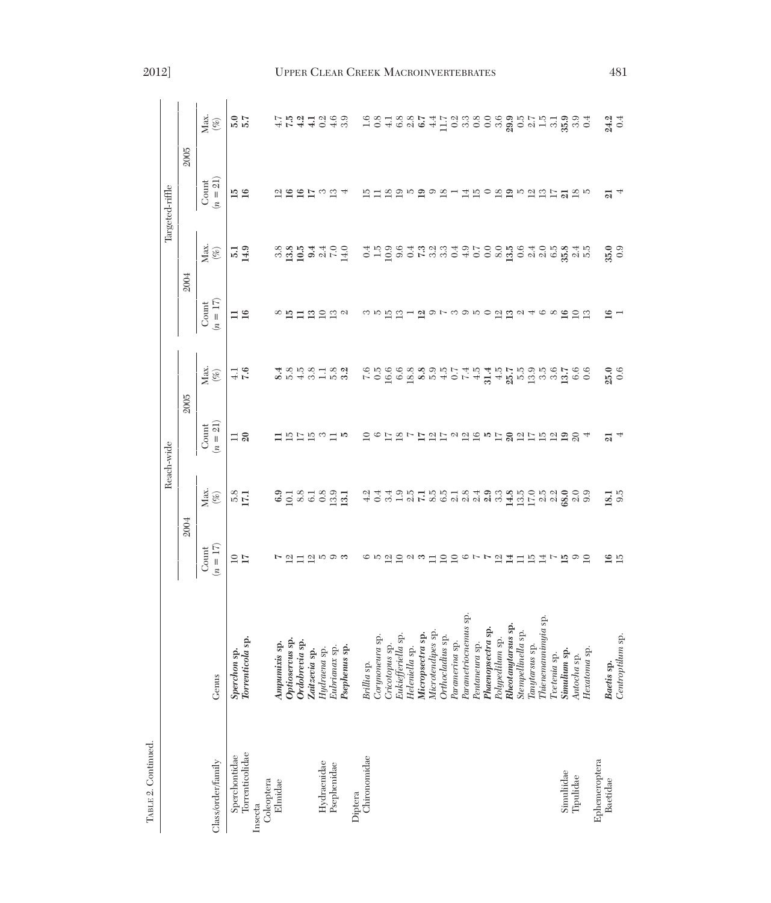TABLE 2. Continued.

| Class/order/family | Genus | Reach-wide | | | | Targeted-riffle | | | |
|---|---|---|---|---|---|---|---|---|---|
| | | 2004 | | 2005 | | 2004 | | 2005 | |
| | | Count ($n$ = 17) | Max. (%) | Count ($n$ = 21) | Max. (%) | Count ($n$ = 17) | Max. (%) | Count ($n$ = 21) | Max. (%) |
| Sperchontidae | ***Sperchon* sp.** | 10 | 5.8 | 11 | 4.1 | **11** | **5.1** | **15** | **5.0** |
| Torrenticolidae | ***Torrenticola* sp.** | **17** | **17.1** | **20** | **7.6** | **16** | **14.9** | **16** | **5.7** |
| Insecta | | | | | | | | | |
| Coleoptera | | | | | | | | | |
| Elmidae | ***Ampumixis* sp.** | **7** | **6.9** | **11** | **8.4** | 8 | 3.8 | 12 | 4.7 |
| | ***Optioservus* sp.** | 12 | 10.1 | 15 | 5.8 | **15** | **13.8** | **16** | **7.5** |
| | ***Ordobrevia* sp.** | 11 | 8.8 | 17 | 4.5 | **11** | **10.5** | **16** | **4.2** |
| | ***Zaitzevia* sp.** | 12 | 6.1 | 15 | 3.8 | **13** | **9.4** | **17** | **4.1** |
| Hydraenidae | *Hydraena* sp. | 5 | 0.8 | 3 | 1.1 | 10 | 2.4 | 3 | 0.2 |
| Psephenidae | *Eubrianax* sp. | 9 | 13.9 | 11 | 5.8 | 13 | 7.0 | 13 | 4.6 |
| | ***Psephenus* sp.** | **3** | **13.1** | **5** | **3.2** | 2 | 14.0 | 4 | 3.9 |
| Diptera | | | | | | | | | |
| Chironomidae | *Brillia* sp. | 6 | 4.2 | 10 | 7.6 | 3 | 0.4 | 15 | 1.6 |
| | *Corynoneura* sp. | 5 | 0.4 | 6 | 0.5 | 5 | 1.5 | 11 | 0.8 |
| | *Cricotopus* sp. | 12 | 3.4 | 17 | 16.6 | 15 | 10.9 | 18 | 4.1 |
| | *Eukiefferiella* sp. | 10 | 1.9 | 18 | 6.6 | 13 | 9.6 | 19 | 6.8 |
| | *Heleniella* sp. | 2 | 2.5 | 7 | 18.8 | 1 | 0.4 | 5 | 2.8 |
| | ***Micropsectra* sp.** | **3** | **7.1** | **17** | **8.8** | **12** | **7.3** | **19** | **6.7** |
| | *Microtendipes* sp. | 11 | 8.5 | 12 | 5.9 | 9 | 3.2 | 9 | 4.4 |
| | *Orthocladius* sp. | 10 | 6.5 | 17 | 4.5 | 7 | 3.3 | 18 | 11.7 |
| | *Paramerina* sp. | 10 | 2.1 | 2 | 0.7 | 3 | 0.4 | 1 | 0.2 |
| | *Parametriocnemus* sp. | 6 | 2.8 | 12 | 7.4 | 9 | 4.9 | 14 | 3.3 |
| | *Pentaneura* sp. | 7 | 2.4 | 16 | 4.5 | 5 | 0.7 | 15 | 0.8 |
| | ***Phaenopsectra* sp.** | **7** | **2.9** | **5** | **31.4** | 0 | 0.0 | 0 | 0.0 |
| | *Polypedilum* sp. | 12 | 3.3 | 17 | 4.5 | 12 | 8.0 | 18 | 3.6 |
| | ***Rheotanytarsus* sp.** | **14** | **14.8** | **20** | **25.7** | **13** | **13.5** | **19** | **29.9** |
| | *Stempellinella* sp. | 11 | 13.5 | 12 | 5.5 | 2 | 0.6 | 5 | 0.5 |
| | *Tanytarsus* sp. | 15 | 17.0 | 17 | 13.9 | 4 | 2.4 | 12 | 2.7 |
| | *Thienemannimyia* sp. | 14 | 2.5 | 15 | 3.5 | 6 | 2.0 | 13 | 1.5 |
| | *Tvetenia* sp. | 7 | 2.2 | 12 | 3.6 | 8 | 6.5 | 17 | 3.1 |
| Simuliidae | ***Simulium* sp.** | **15** | **68.0** | **19** | **13.7** | **16** | **35.8** | **21** | **35.9** |
| Tipulidae | *Antocha* sp. | 9 | 2.0 | 20 | 6.6 | 10 | 2.4 | 18 | 3.9 |
| | *Hexatoma* sp. | 10 | 9.9 | 4 | 0.6 | 13 | 5.5 | 5 | 0.4 |
| Ephemeroptera | | | | | | | | | |
| Baetidae | ***Baetis* sp.** | **16** | **18.1** | **21** | **25.0** | **16** | **35.0** | **21** | **24.2** |
| | *Centroptilum* sp. | 15 | 9.5 | 4 | 0.6 | 1 | 0.9 | 4 | 0.4 |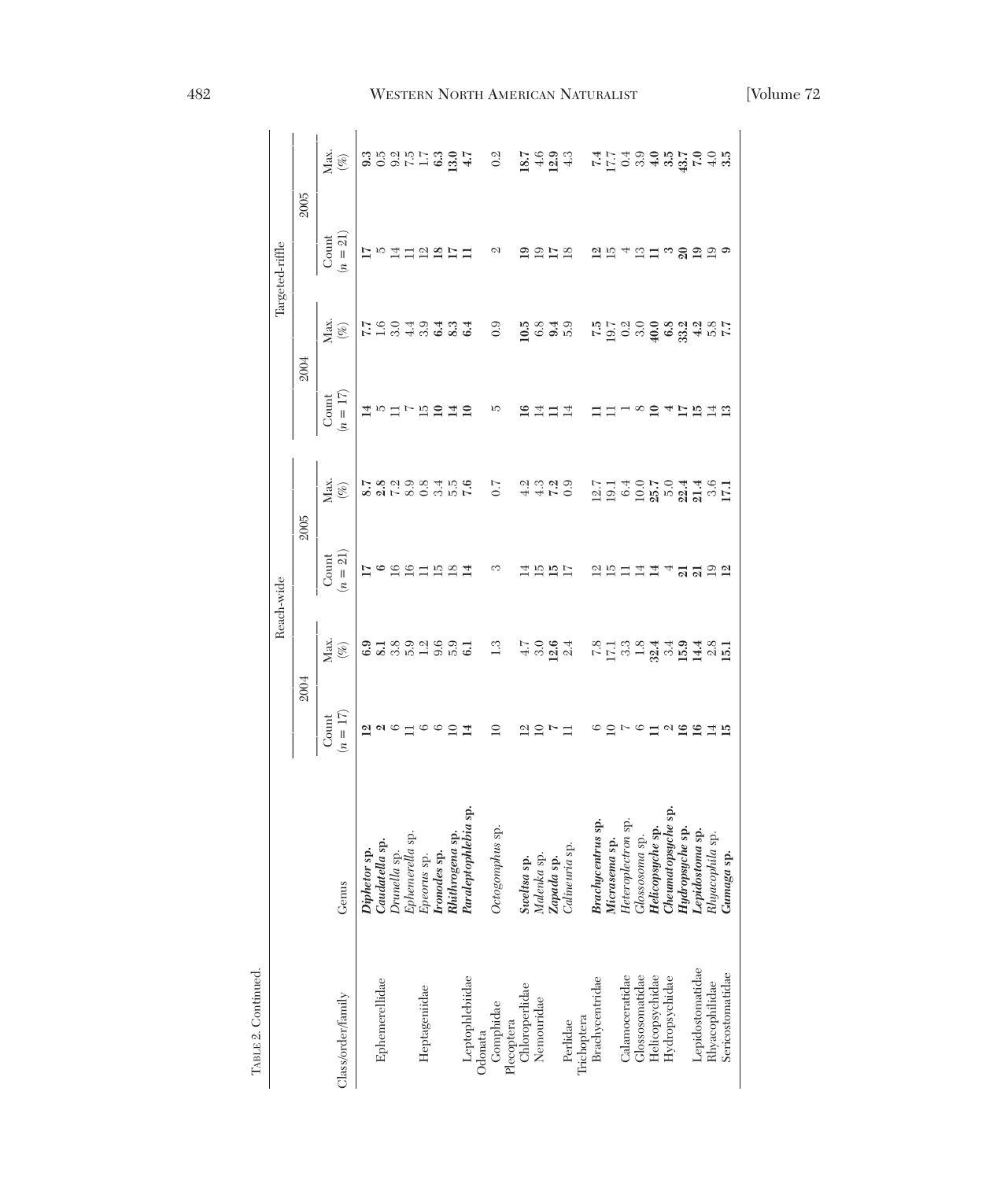TABLE 2. Continued.

| Class/order/family | Genus | Reach-wide | | | | Targeted-riffle | | | |
|---|---|---|---|---|---|---|---|---|---|
| | | 2004 | | 2005 | | 2004 | | 2005 | |
| | | Count ($n$ = 17) | Max. (%) | Count ($n$ = 21) | Max. (%) | Count ($n$ = 17) | Max. (%) | Count ($n$ = 21) | Max. (%) |
| | ***Diphetor* sp.** | **12** | **6.9** | **17** | **8.7** | **14** | **7.7** | **17** | **9.3** |
| Ephemerellidae | ***Caudatella* sp.** | **2** | **8.1** | **6** | **2.8** | 5 | 1.6 | 5 | 0.5 |
| | *Drunella* sp. | 6 | 3.8 | 16 | 7.2 | 11 | 3.0 | 14 | 9.2 |
| | *Ephemerella* sp. | 11 | 5.9 | 16 | 8.9 | 7 | 4.4 | 11 | 7.5 |
| Heptageniidae | *Epeorus* sp. | 6 | 1.2 | 11 | 0.8 | 15 | 3.9 | 12 | 1.7 |
| | ***Ironodes* sp.** | 6 | 9.6 | 15 | 3.4 | **10** | **6.4** | **18** | **6.3** |
| | ***Rhithrogena* sp.** | 10 | 5.9 | 18 | 5.5 | **14** | **8.3** | **17** | **13.0** |
| Leptophlebiidae | ***Paraleptophlebia* sp.** | **14** | **6.1** | **14** | **7.6** | **10** | **6.4** | **11** | **4.7** |
| Odonata | | | | | | | | | |
| Gomphidae | *Octogomphus* sp. | 10 | 1.3 | 3 | 0.7 | 5 | 0.9 | 2 | 0.2 |
| Plecoptera | | | | | | | | | |
| Chloroperlidae | ***Sweltsa* sp.** | 12 | 4.7 | 14 | 4.2 | **16** | **10.5** | **19** | **18.7** |
| Nemouridae | *Malenka* sp. | 10 | 3.0 | 15 | 4.3 | 14 | 6.8 | 19 | 4.6 |
| | ***Zapada* sp.** | **7** | **12.6** | **15** | **7.2** | **11** | **9.4** | **17** | **12.9** |
| Perlidae | *Calineuria* sp. | 11 | 2.4 | 17 | 0.9 | 14 | 5.9 | 18 | 4.3 |
| Trichoptera | | | | | | | | | |
| Brachycentridae | ***Brachycentrus* sp.** | 6 | 7.8 | 12 | 12.7 | **11** | **7.5** | **12** | **7.4** |
| | ***Micrasema* sp.** | 10 | 17.1 | 15 | 19.1 | 11 | 19.7 | 15 | 17.7 |
| Calamoceratidae | *Heteroplectron* sp. | 7 | 3.3 | 11 | 6.4 | 1 | 0.2 | 4 | 0.4 |
| Glossosomatidae | *Glossosoma* sp. | 6 | 1.8 | 14 | 10.0 | 8 | 3.0 | 13 | 3.9 |
| Helicopsychidae | ***Helicopsyche* sp.** | **11** | **32.4** | **14** | **25.7** | **10** | **40.0** | **11** | **4.0** |
| Hydropsychidae | ***Cheumatopsyche* sp.** | 2 | 3.4 | 4 | 5.0 | **4** | **6.8** | **3** | **3.5** |
| | ***Hydropsyche* sp.** | **16** | **15.9** | **21** | **22.4** | **17** | **33.2** | **20** | **43.7** |
| Lepidostomatidae | ***Lepidostoma* sp.** | **16** | **14.4** | **21** | **21.4** | **15** | **4.2** | **19** | **7.0** |
| Rhyacophilidae | *Rhyacophila* sp. | 14 | 2.8 | 19 | 3.6 | 14 | 5.8 | 19 | 4.0 |
| Sericostomatidae | ***Gumaga* sp.** | **15** | **15.1** | **12** | **17.1** | **13** | **7.7** | **9** | **3.5** |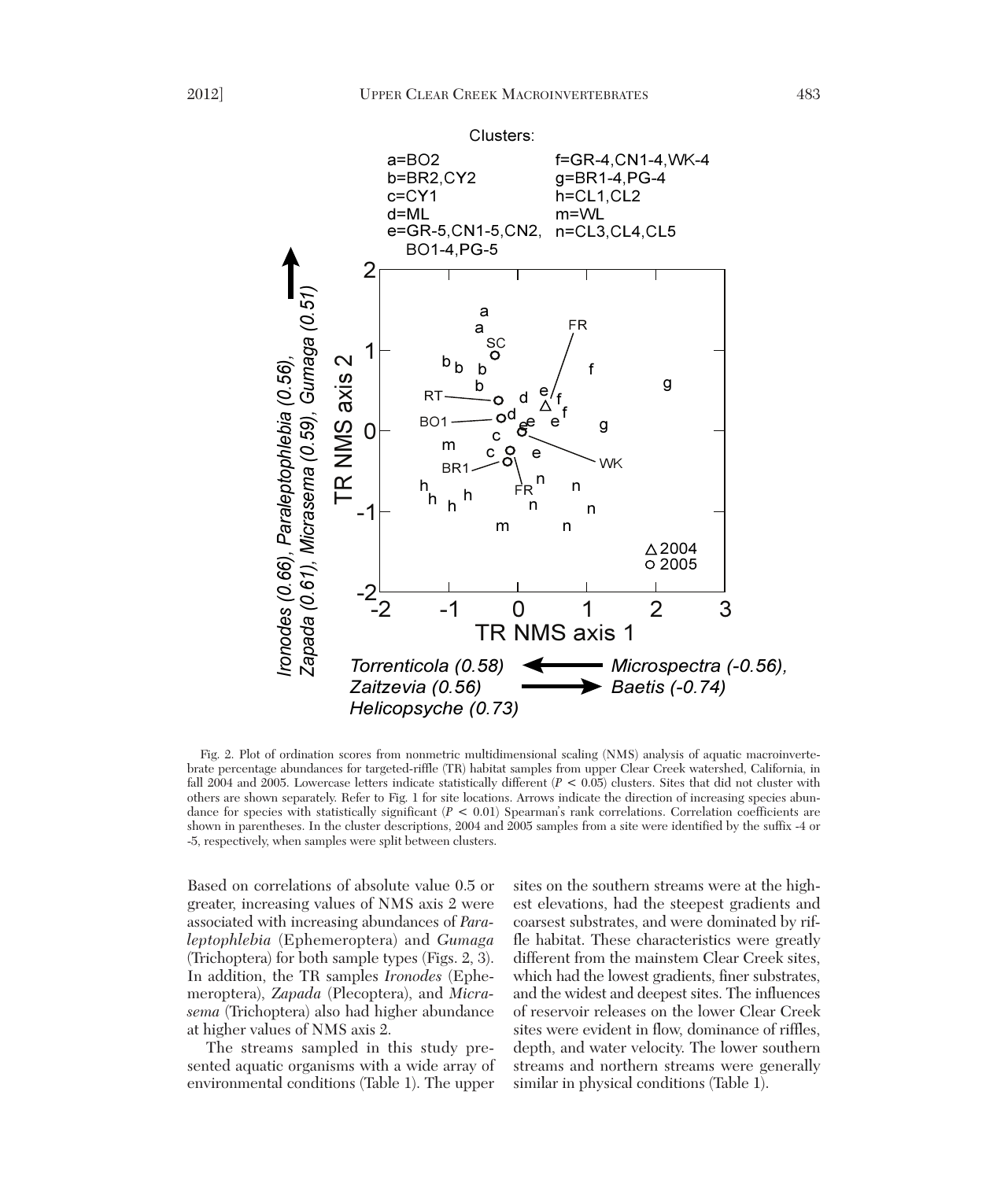Fig. 2. Plot of ordination scores from nonmetric multidimensional scaling (NMS) analysis of aquatic macroinvertebrate percentage abundances for targeted-riffle (TR) habitat samples from upper Clear Creek watershed, California, in fall 2004 and 2005. Lowercase letters indicate statistically different ($P < 0.05$) clusters. Sites that did not cluster with others are shown separately. Refer to Fig. 1 for site locations. Arrows indicate the direction of increasing species abundance for species with statistically significant ($P < 0.01$) Spearman's rank correlations. Correlation coefficients are shown in parentheses. In the cluster descriptions, 2004 and 2005 samples from a site were identified by the suffix -4 or -5, respectively, when samples were split between clusters.

Based on correlations of absolute value 0.5 or greater, increasing values of NMS axis 2 were associated with increasing abundances of *Paraleptophlebia* (Ephemeroptera) and *Gumaga* (Trichoptera) for both sample types (Figs. 2, 3). In addition, the TR samples *Ironodes* (Ephemeroptera), *Zapada* (Plecoptera), and *Micrasema* (Trichoptera) also had higher abundance at higher values of NMS axis 2.

The streams sampled in this study presented aquatic organisms with a wide array of environmental conditions (Table 1). The upper sites on the southern streams were at the highest elevations, had the steepest gradients and coarsest substrates, and were dominated by riffle habitat. These characteristics were greatly different from the mainstem Clear Creek sites, which had the lowest gradients, finer substrates, and the widest and deepest sites. The influences of reservoir releases on the lower Clear Creek sites were evident in flow, dominance of riffles, depth, and water velocity. The lower southern streams and northern streams were generally similar in physical conditions (Table 1).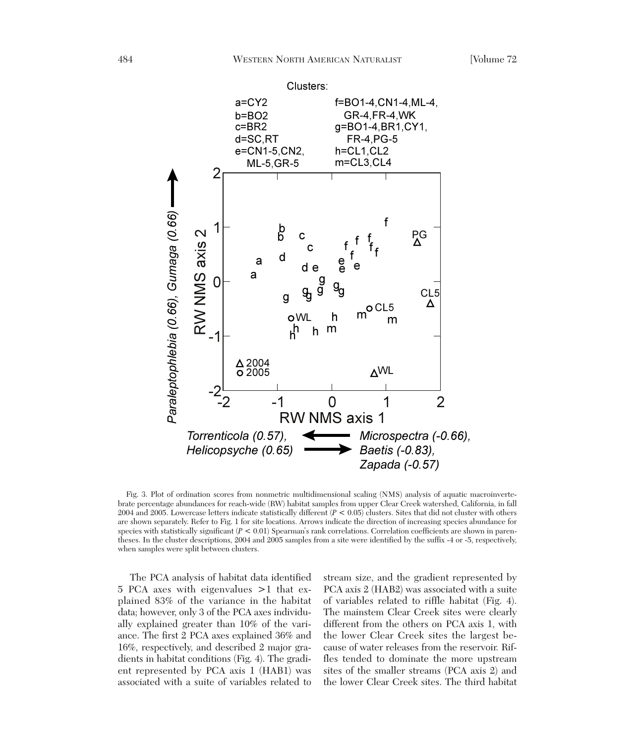Fig. 3. Plot of ordination scores from nonmetric multidimensional scaling (NMS) analysis of aquatic macroinvertebrate percentage abundances for reach-wide (RW) habitat samples from upper Clear Creek watershed, California, in fall 2004 and 2005. Lowercase letters indicate statistically different ($P < 0.05$) clusters. Sites that did not cluster with others are shown separately. Refer to Fig. 1 for site locations. Arrows indicate the direction of increasing species abundance for species with statistically significant ($P < 0.01$) Spearman's rank correlations. Correlation coefficients are shown in parentheses. In the cluster descriptions, 2004 and 2005 samples from a site were identified by the suffix -4 or -5, respectively, when samples were split between clusters.

The PCA analysis of habitat data identified 5 PCA axes with eigenvalues >1 that explained 83% of the variance in the habitat data; however, only 3 of the PCA axes individually explained greater than 10% of the variance. The first 2 PCA axes explained 36% and 16%, respectively, and described 2 major gradients in habitat conditions (Fig. 4). The gradient represented by PCA axis 1 (HAB1) was associated with a suite of variables related to stream size, and the gradient represented by PCA axis 2 (HAB2) was associated with a suite of variables related to riffle habitat (Fig. 4). The mainstem Clear Creek sites were clearly different from the others on PCA axis 1, with the lower Clear Creek sites the largest because of water releases from the reservoir. Riffles tended to dominate the more upstream sites of the smaller streams (PCA axis 2) and the lower Clear Creek sites. The third habitat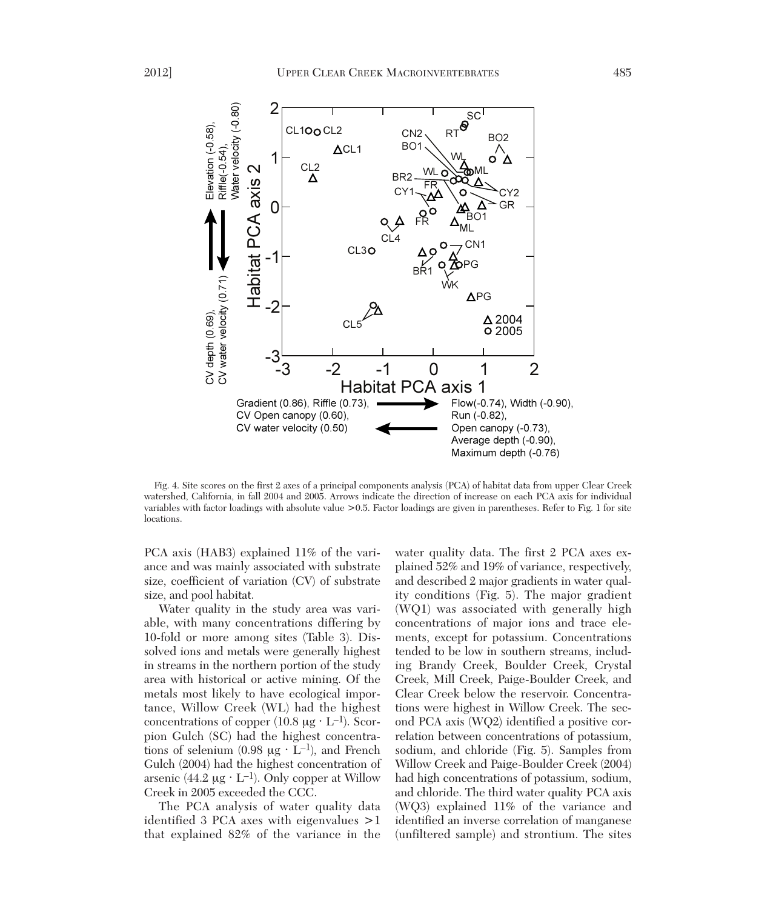Fig. 4. Site scores on the first 2 axes of a principal components analysis (PCA) of habitat data from upper Clear Creek watershed, California, in fall 2004 and 2005. Arrows indicate the direction of increase on each PCA axis for individual variables with factor loadings with absolute value >0.5. Factor loadings are given in parentheses. Refer to Fig. 1 for site locations.

PCA axis (HAB3) explained 11% of the variance and was mainly associated with substrate size, coefficient of variation (CV) of substrate size, and pool habitat.

Water quality in the study area was variable, with many concentrations differing by 10-fold or more among sites (Table 3). Dissolved ions and metals were generally highest in streams in the northern portion of the study area with historical or active mining. Of the metals most likely to have ecological importance, Willow Creek (WL) had the highest concentrations of copper (10.8 $\mu g \cdot L^{-1}$). Scorpion Gulch (SC) had the highest concentrations of selenium (0.98 $\mu g \cdot L^{-1}$), and French Gulch (2004) had the highest concentration of arsenic (44.2 $\mu g \cdot L^{-1}$). Only copper at Willow Creek in 2005 exceeded the CCC.

The PCA analysis of water quality data identified 3 PCA axes with eigenvalues >1 that explained 82% of the variance in the water quality data. The first 2 PCA axes explained 52% and 19% of variance, respectively, and described 2 major gradients in water quality conditions (Fig. 5). The major gradient (WQ1) was associated with generally high concentrations of major ions and trace elements, except for potassium. Concentrations tended to be low in southern streams, including Brandy Creek, Boulder Creek, Crystal Creek, Mill Creek, Paige-Boulder Creek, and Clear Creek below the reservoir. Concentrations were highest in Willow Creek. The second PCA axis (WQ2) identified a positive correlation between concentrations of potassium, sodium, and chloride (Fig. 5). Samples from Willow Creek and Paige-Boulder Creek (2004) had high concentrations of potassium, sodium, and chloride. The third water quality PCA axis (WQ3) explained 11% of the variance and identified an inverse correlation of manganese (unfiltered sample) and strontium. The sites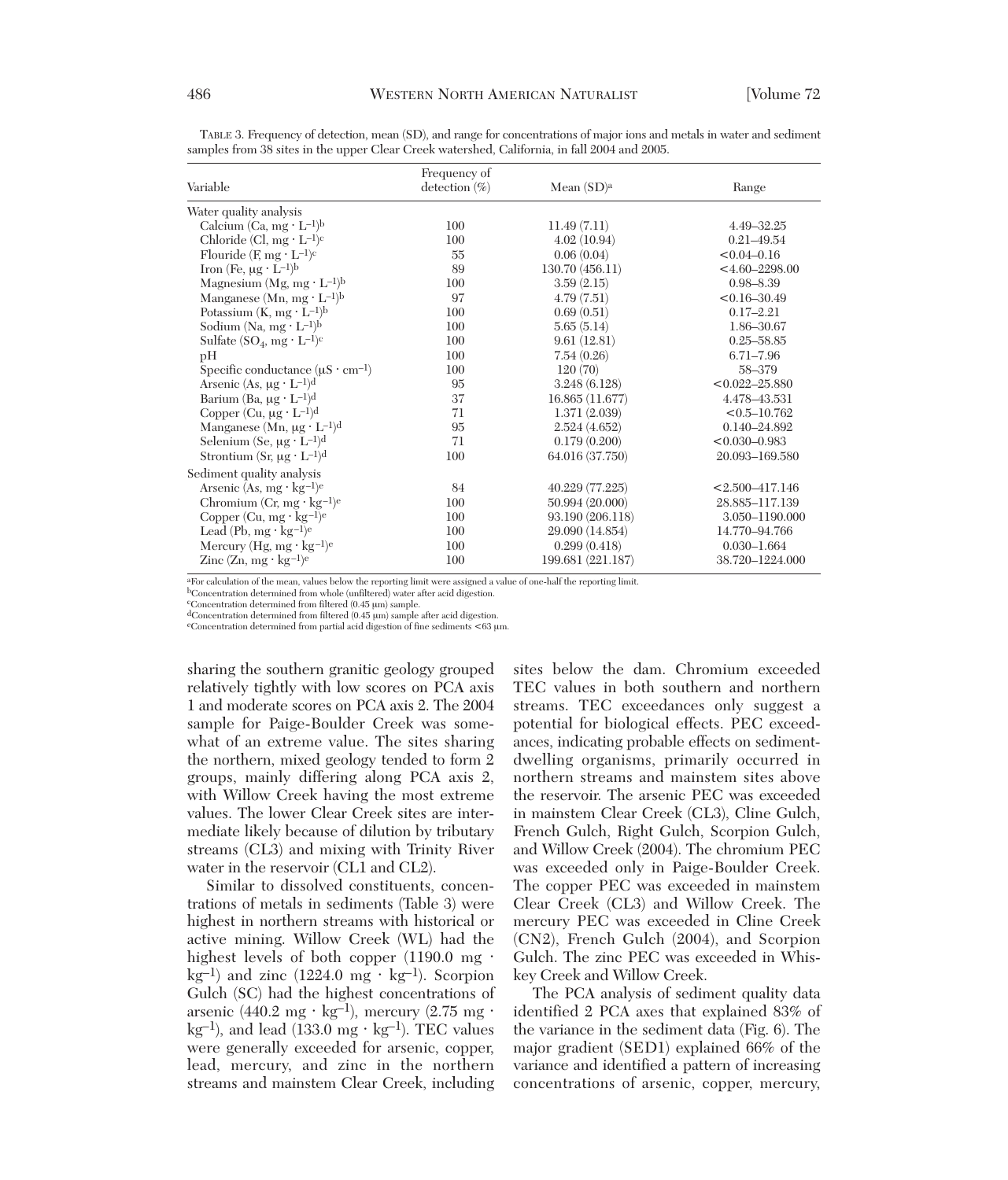TABLE 3. Frequency of detection, mean (SD), and range for concentrations of major ions and metals in water and sediment samples from 38 sites in the upper Clear Creek watershed, California, in fall 2004 and 2005.

| Variable | Frequency of detection (%) | Mean (SD)[a] | Range |
|---|---|---|---|
| Water quality analysis | | | |
| Calcium (Ca, $mg \cdot L^{-1}$)[b] | 100 | 11.49 (7.11) | 4.49–32.25 |
| Chloride (Cl, $mg \cdot L^{-1}$)[c] | 100 | 4.02 (10.94) | 0.21–49.54 |
| Flouride (F, $mg \cdot L^{-1}$)[c] | 55 | 0.06 (0.04) | <0.04–0.16 |
| Iron (Fe, $\mu g \cdot L^{-1}$)[b] | 89 | 130.70 (456.11) | <4.60–2298.00 |
| Magnesium (Mg, $mg \cdot L^{-1}$)[b] | 100 | 3.59 (2.15) | 0.98–8.39 |
| Manganese (Mn, $mg \cdot L^{-1}$)[b] | 97 | 4.79 (7.51) | <0.16–30.49 |
| Potassium (K, $mg \cdot L^{-1}$)[b] | 100 | 0.69 (0.51) | 0.17–2.21 |
| Sodium (Na, $mg \cdot L^{-1}$)[b] | 100 | 5.65 (5.14) | 1.86–30.67 |
| Sulfate ($SO_4$, $mg \cdot L^{-1}$)[c] | 100 | 9.61 (12.81) | 0.25–58.85 |
| pH | 100 | 7.54 (0.26) | 6.71–7.96 |
| Specific conductance ($\mu S \cdot cm^{-1}$) | 100 | 120 (70) | 58–379 |
| Arsenic (As, $\mu g \cdot L^{-1}$)[d] | 95 | 3.248 (6.128) | <0.022–25.880 |
| Barium (Ba, $\mu g \cdot L^{-1}$)[d] | 37 | 16.865 (11.677) | 4.478–43.531 |
| Copper (Cu, $\mu g \cdot L^{-1}$)[d] | 71 | 1.371 (2.039) | <0.5–10.762 |
| Manganese (Mn, $\mu g \cdot L^{-1}$)[d] | 95 | 2.524 (4.652) | 0.140–24.892 |
| Selenium (Se, $\mu g \cdot L^{-1}$)[d] | 71 | 0.179 (0.200) | <0.030–0.983 |
| Strontium (Sr, $\mu g \cdot L^{-1}$)[d] | 100 | 64.016 (37.750) | 20.093–169.580 |
| Sediment quality analysis | | | |
| Arsenic (As, $mg \cdot kg^{-1}$)[e] | 84 | 40.229 (77.225) | <2.500–417.146 |
| Chromium (Cr, $mg \cdot kg^{-1}$)[e] | 100 | 50.994 (20.000) | 28.885–117.139 |
| Copper (Cu, $mg \cdot kg^{-1}$)[e] | 100 | 93.190 (206.118) | 3.050–1190.000 |
| Lead (Pb, $mg \cdot kg^{-1}$)[e] | 100 | 29.090 (14.854) | 14.770–94.766 |
| Mercury (Hg, $mg \cdot kg^{-1}$)[e] | 100 | 0.299 (0.418) | 0.030–1.664 |
| Zinc (Zn, $mg \cdot kg^{-1}$)[e] | 100 | 199.681 (221.187) | 38.720–1224.000 |

[a]For calculation of the mean, values below the reporting limit were assigned a value of one-half the reporting limit.
[b]Concentration determined from whole (unfiltered) water after acid digestion.
[c]Concentration determined from filtered (0.45 μm) sample.
[d]Concentration determined from filtered (0.45 μm) sample after acid digestion.
[e]Concentration determined from partial acid digestion of fine sediments <63 μm.

sharing the southern granitic geology grouped relatively tightly with low scores on PCA axis 1 and moderate scores on PCA axis 2. The 2004 sample for Paige-Boulder Creek was somewhat of an extreme value. The sites sharing the northern, mixed geology tended to form 2 groups, mainly differing along PCA axis 2, with Willow Creek having the most extreme values. The lower Clear Creek sites are intermediate likely because of dilution by tributary streams (CL3) and mixing with Trinity River water in the reservoir (CL1 and CL2).

Similar to dissolved constituents, concentrations of metals in sediments (Table 3) were highest in northern streams with historical or active mining. Willow Creek (WL) had the highest levels of both copper (1190.0 $mg \cdot kg^{-1}$) and zinc (1224.0 $mg \cdot kg^{-1}$). Scorpion Gulch (SC) had the highest concentrations of arsenic (440.2 $mg \cdot kg^{-1}$), mercury (2.75 $mg \cdot kg^{-1}$), and lead (133.0 $mg \cdot kg^{-1}$). TEC values were generally exceeded for arsenic, copper, lead, mercury, and zinc in the northern streams and mainstem Clear Creek, including sites below the dam. Chromium exceeded TEC values in both southern and northern streams. TEC exceedances only suggest a potential for biological effects. PEC exceedances, indicating probable effects on sediment-dwelling organisms, primarily occurred in northern streams and mainstem sites above the reservoir. The arsenic PEC was exceeded in mainstem Clear Creek (CL3), Cline Gulch, French Gulch, Right Gulch, Scorpion Gulch, and Willow Creek (2004). The chromium PEC was exceeded only in Paige-Boulder Creek. The copper PEC was exceeded in mainstem Clear Creek (CL3) and Willow Creek. The mercury PEC was exceeded in Cline Creek (CN2), French Gulch (2004), and Scorpion Gulch. The zinc PEC was exceeded in Whiskey Creek and Willow Creek.

The PCA analysis of sediment quality data identified 2 PCA axes that explained 83% of the variance in the sediment data (Fig. 6). The major gradient (SED1) explained 66% of the variance and identified a pattern of increasing concentrations of arsenic, copper, mercury,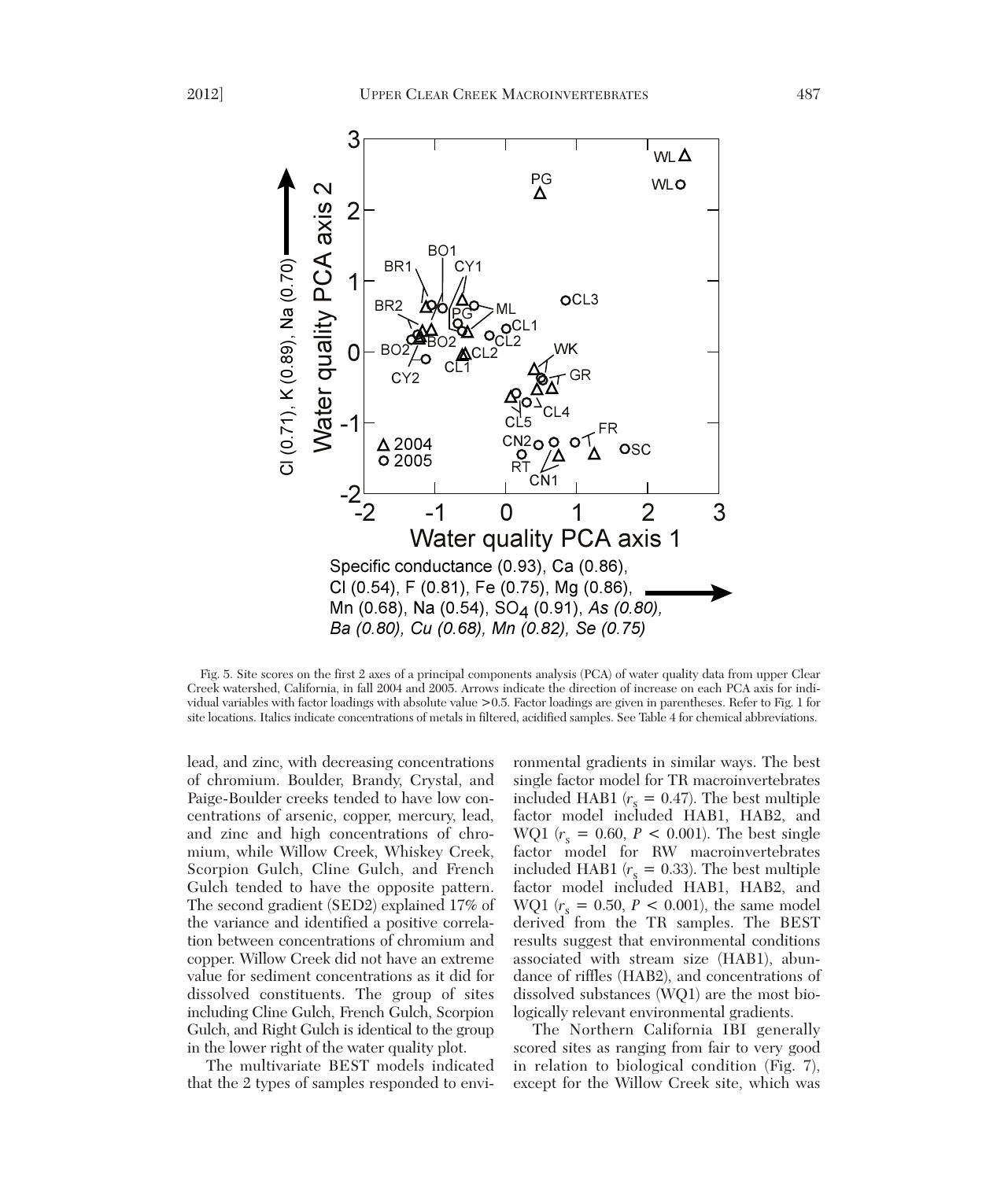Fig. 5. Site scores on the first 2 axes of a principal components analysis (PCA) of water quality data from upper Clear Creek watershed, California, in fall 2004 and 2005. Arrows indicate the direction of increase on each PCA axis for individual variables with factor loadings with absolute value >0.5. Factor loadings are given in parentheses. Refer to Fig. 1 for site locations. Italics indicate concentrations of metals in filtered, acidified samples. See Table 4 for chemical abbreviations.

lead, and zinc, with decreasing concentrations of chromium. Boulder, Brandy, Crystal, and Paige-Boulder creeks tended to have low concentrations of arsenic, copper, mercury, lead, and zinc and high concentrations of chromium, while Willow Creek, Whiskey Creek, Scorpion Gulch, Cline Gulch, and French Gulch tended to have the opposite pattern. The second gradient (SED2) explained 17% of the variance and identified a positive correlation between concentrations of chromium and copper. Willow Creek did not have an extreme value for sediment concentrations as it did for dissolved constituents. The group of sites including Cline Gulch, French Gulch, Scorpion Gulch, and Right Gulch is identical to the group in the lower right of the water quality plot.

The multivariate BEST models indicated that the 2 types of samples responded to environmental gradients in similar ways. The best single factor model for TR macroinvertebrates included HAB1 ($r_s = 0.47$). The best multiple factor model included HAB1, HAB2, and WQ1 ($r_s = 0.60$, $P < 0.001$). The best single factor model for RW macroinvertebrates included HAB1 ($r_s = 0.33$). The best multiple factor model included HAB1, HAB2, and WQ1 ($r_s = 0.50$, $P < 0.001$), the same model derived from the TR samples. The BEST results suggest that environmental conditions associated with stream size (HAB1), abundance of riffles (HAB2), and concentrations of dissolved substances (WQ1) are the most biologically relevant environmental gradients.

The Northern California IBI generally scored sites as ranging from fair to very good in relation to biological condition (Fig. 7), except for the Willow Creek site, which was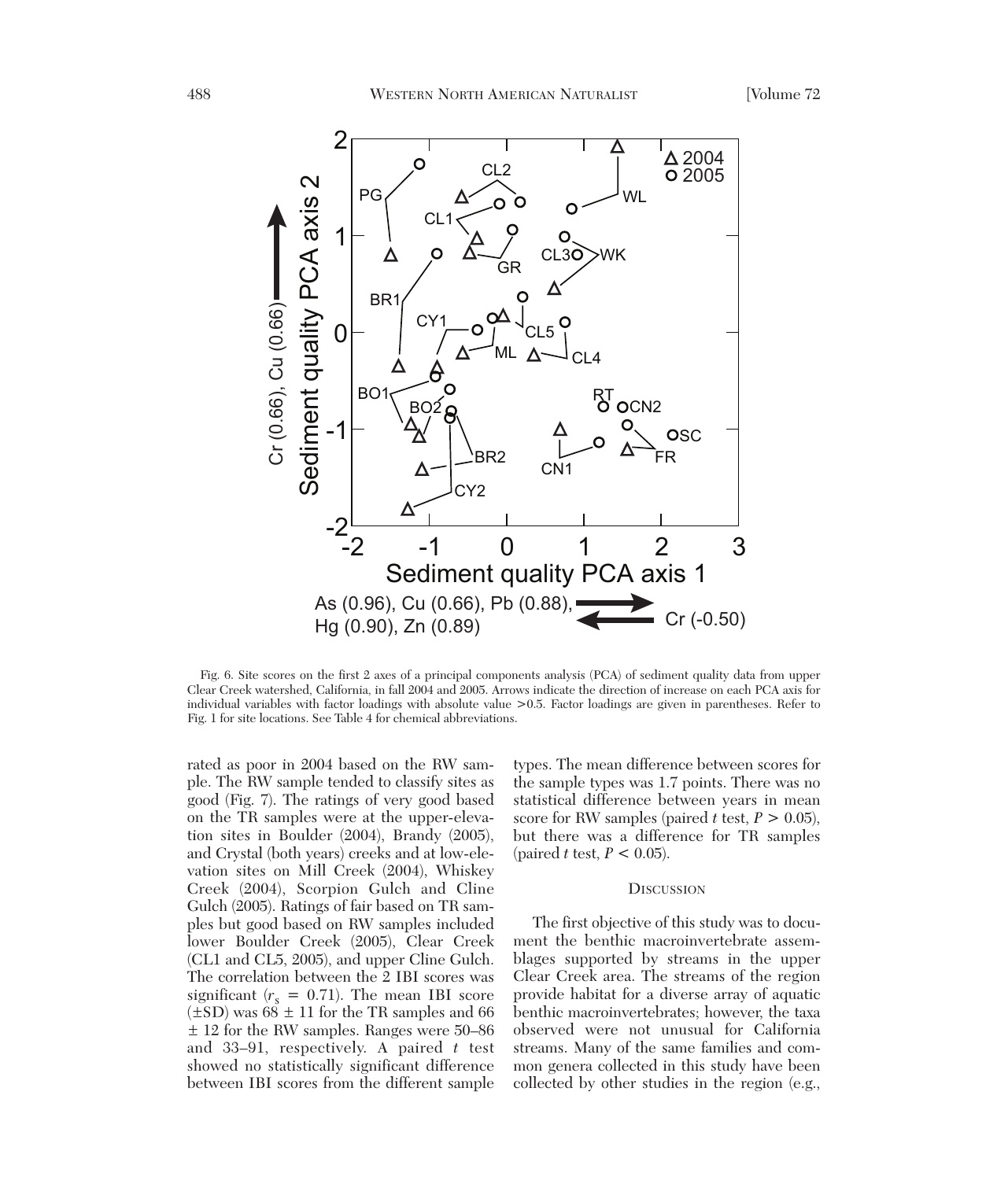Fig. 6. Site scores on the first 2 axes of a principal components analysis (PCA) of sediment quality data from upper Clear Creek watershed, California, in fall 2004 and 2005. Arrows indicate the direction of increase on each PCA axis for individual variables with factor loadings with absolute value >0.5. Factor loadings are given in parentheses. Refer to Fig. 1 for site locations. See Table 4 for chemical abbreviations.

rated as poor in 2004 based on the RW sample. The RW sample tended to classify sites as good (Fig. 7). The ratings of very good based on the TR samples were at the upper-elevation sites in Boulder (2004), Brandy (2005), and Crystal (both years) creeks and at low-elevation sites on Mill Creek (2004), Whiskey Creek (2004), Scorpion Gulch and Cline Gulch (2005). Ratings of fair based on TR samples but good based on RW samples included lower Boulder Creek (2005), Clear Creek (CL1 and CL5, 2005), and upper Cline Gulch. The correlation between the 2 IBI scores was significant ($r_s$ = 0.71). The mean IBI score (±SD) was 68 ± 11 for the TR samples and 66 ± 12 for the RW samples. Ranges were 50–86 and 33–91, respectively. A paired *t* test showed no statistically significant difference between IBI scores from the different sample types. The mean difference between scores for the sample types was 1.7 points. There was no statistical difference between years in mean score for RW samples (paired *t* test, $P > 0.05$), but there was a difference for TR samples (paired *t* test, $P < 0.05$).

## Discussion

The first objective of this study was to document the benthic macroinvertebrate assemblages supported by streams in the upper Clear Creek area. The streams of the region provide habitat for a diverse array of aquatic benthic macroinvertebrates; however, the taxa observed were not unusual for California streams. Many of the same families and common genera collected in this study have been collected by other studies in the region (e.g.,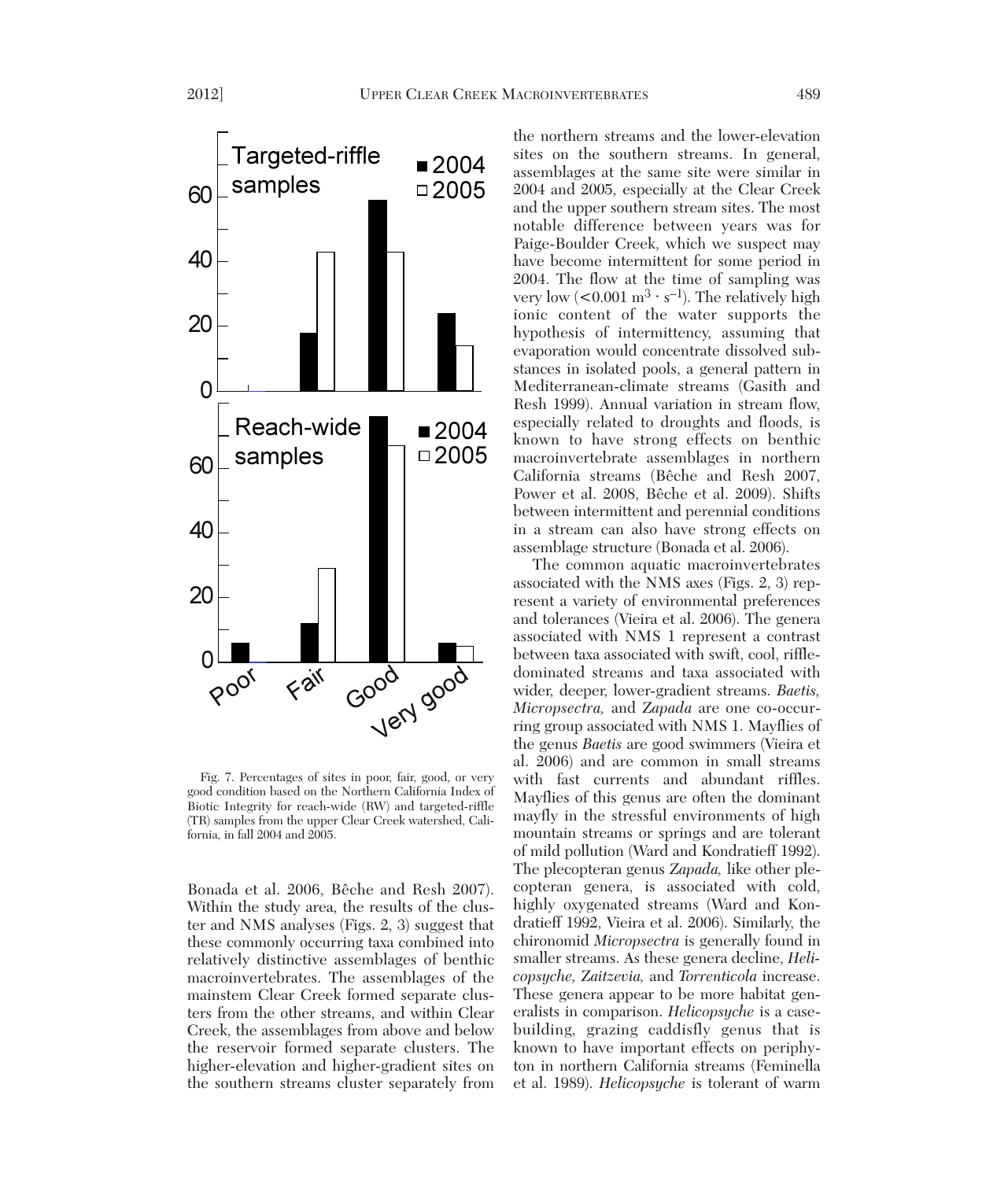Fig. 7. Percentages of sites in poor, fair, good, or very good condition based on the Northern California Index of Biotic Integrity for reach-wide (RW) and targeted-riffle (TR) samples from the upper Clear Creek watershed, California, in fall 2004 and 2005.

Bonada et al. 2006, Bêche and Resh 2007). Within the study area, the results of the cluster and NMS analyses (Figs. 2, 3) suggest that these commonly occurring taxa combined into relatively distinctive assemblages of benthic macroinvertebrates. The assemblages of the mainstem Clear Creek formed separate clusters from the other streams, and within Clear Creek, the assemblages from above and below the reservoir formed separate clusters. The higher-elevation and higher-gradient sites on the southern streams cluster separately from the northern streams and the lower-elevation sites on the southern streams. In general, assemblages at the same site were similar in 2004 and 2005, especially at the Clear Creek and the upper southern stream sites. The most notable difference between years was for Paige-Boulder Creek, which we suspect may have become intermittent for some period in 2004. The flow at the time of sampling was very low ($<0.001\ m^3 \cdot s^{-1}$). The relatively high ionic content of the water supports the hypothesis of intermittency, assuming that evaporation would concentrate dissolved substances in isolated pools, a general pattern in Mediterranean-climate streams (Gasith and Resh 1999). Annual variation in stream flow, especially related to droughts and floods, is known to have strong effects on benthic macroinvertebrate assemblages in northern California streams (Bêche and Resh 2007, Power et al. 2008, Bêche et al. 2009). Shifts between intermittent and perennial conditions in a stream can also have strong effects on assemblage structure (Bonada et al. 2006).

The common aquatic macroinvertebrates associated with the NMS axes (Figs. 2, 3) represent a variety of environmental preferences and tolerances (Vieira et al. 2006). The genera associated with NMS 1 represent a contrast between taxa associated with swift, cool, riffle-dominated streams and taxa associated with wider, deeper, lower-gradient streams. *Baetis*, *Micropsectra*, and *Zapada* are one co-occurring group associated with NMS 1. Mayflies of the genus *Baetis* are good swimmers (Vieira et al. 2006) and are common in small streams with fast currents and abundant riffles. Mayflies of this genus are often the dominant mayfly in the stressful environments of high mountain streams or springs and are tolerant of mild pollution (Ward and Kondratieff 1992). The plecopteran genus *Zapada*, like other plecopteran genera, is associated with cold, highly oxygenated streams (Ward and Kondratieff 1992, Vieira et al. 2006). Similarly, the chironomid *Micropsectra* is generally found in smaller streams. As these genera decline, *Helicopsyche*, *Zaitzevia*, and *Torrenticola* increase. These genera appear to be more habitat generalists in comparison. *Helicopsyche* is a case-building, grazing caddisfly genus that is known to have important effects on periphyton in northern California streams (Feminella et al. 1989). *Helicopsyche* is tolerant of warm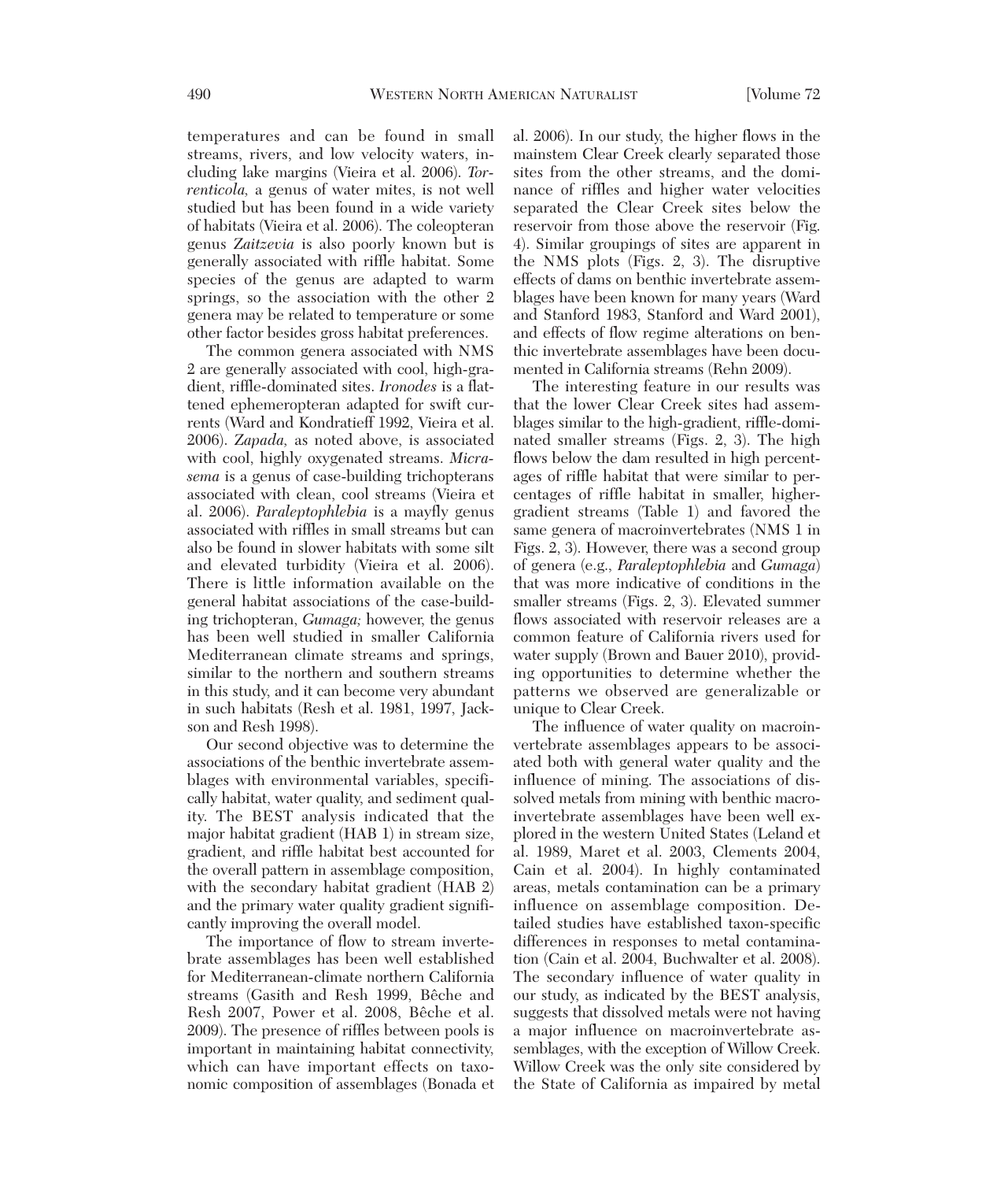temperatures and can be found in small streams, rivers, and low velocity waters, including lake margins (Vieira et al. 2006). *Torrenticola,* a genus of water mites, is not well studied but has been found in a wide variety of habitats (Vieira et al. 2006). The coleopteran genus *Zaitzevia* is also poorly known but is generally associated with riffle habitat. Some species of the genus are adapted to warm springs, so the association with the other 2 genera may be related to temperature or some other factor besides gross habitat preferences.

The common genera associated with NMS 2 are generally associated with cool, high-gradient, riffle-dominated sites. *Ironodes* is a flattened ephemeropteran adapted for swift currents (Ward and Kondratieff 1992, Vieira et al. 2006). *Zapada,* as noted above, is associated with cool, highly oxygenated streams. *Micrasema* is a genus of case-building trichopterans associated with clean, cool streams (Vieira et al. 2006). *Paraleptophlebia* is a mayfly genus associated with riffles in small streams but can also be found in slower habitats with some silt and elevated turbidity (Vieira et al. 2006). There is little information available on the general habitat associations of the case-building trichopteran, *Gumaga;* however, the genus has been well studied in smaller California Mediterranean climate streams and springs, similar to the northern and southern streams in this study, and it can become very abundant in such habitats (Resh et al. 1981, 1997, Jackson and Resh 1998).

Our second objective was to determine the associations of the benthic invertebrate assemblages with environmental variables, specifically habitat, water quality, and sediment quality. The BEST analysis indicated that the major habitat gradient (HAB 1) in stream size, gradient, and riffle habitat best accounted for the overall pattern in assemblage composition, with the secondary habitat gradient (HAB 2) and the primary water quality gradient significantly improving the overall model.

The importance of flow to stream invertebrate assemblages has been well established for Mediterranean-climate northern California streams (Gasith and Resh 1999, Bêche and Resh 2007, Power et al. 2008, Bêche et al. 2009). The presence of riffles between pools is important in maintaining habitat connectivity, which can have important effects on taxonomic composition of assemblages (Bonada et al. 2006). In our study, the higher flows in the mainstem Clear Creek clearly separated those sites from the other streams, and the dominance of riffles and higher water velocities separated the Clear Creek sites below the reservoir from those above the reservoir (Fig. 4). Similar groupings of sites are apparent in the NMS plots (Figs. 2, 3). The disruptive effects of dams on benthic invertebrate assemblages have been known for many years (Ward and Stanford 1983, Stanford and Ward 2001), and effects of flow regime alterations on benthic invertebrate assemblages have been documented in California streams (Rehn 2009).

The interesting feature in our results was that the lower Clear Creek sites had assemblages similar to the high-gradient, riffle-dominated smaller streams (Figs. 2, 3). The high flows below the dam resulted in high percentages of riffle habitat that were similar to percentages of riffle habitat in smaller, higher-gradient streams (Table 1) and favored the same genera of macroinvertebrates (NMS 1 in Figs. 2, 3). However, there was a second group of genera (e.g., *Paraleptophlebia* and *Gumaga*) that was more indicative of conditions in the smaller streams (Figs. 2, 3). Elevated summer flows associated with reservoir releases are a common feature of California rivers used for water supply (Brown and Bauer 2010), providing opportunities to determine whether the patterns we observed are generalizable or unique to Clear Creek.

The influence of water quality on macroinvertebrate assemblages appears to be associated both with general water quality and the influence of mining. The associations of dissolved metals from mining with benthic macroinvertebrate assemblages have been well explored in the western United States (Leland et al. 1989, Maret et al. 2003, Clements 2004, Cain et al. 2004). In highly contaminated areas, metals contamination can be a primary influence on assemblage composition. Detailed studies have established taxon-specific differences in responses to metal contamination (Cain et al. 2004, Buchwalter et al. 2008). The secondary influence of water quality in our study, as indicated by the BEST analysis, suggests that dissolved metals were not having a major influence on macroinvertebrate assemblages, with the exception of Willow Creek. Willow Creek was the only site considered by the State of California as impaired by metal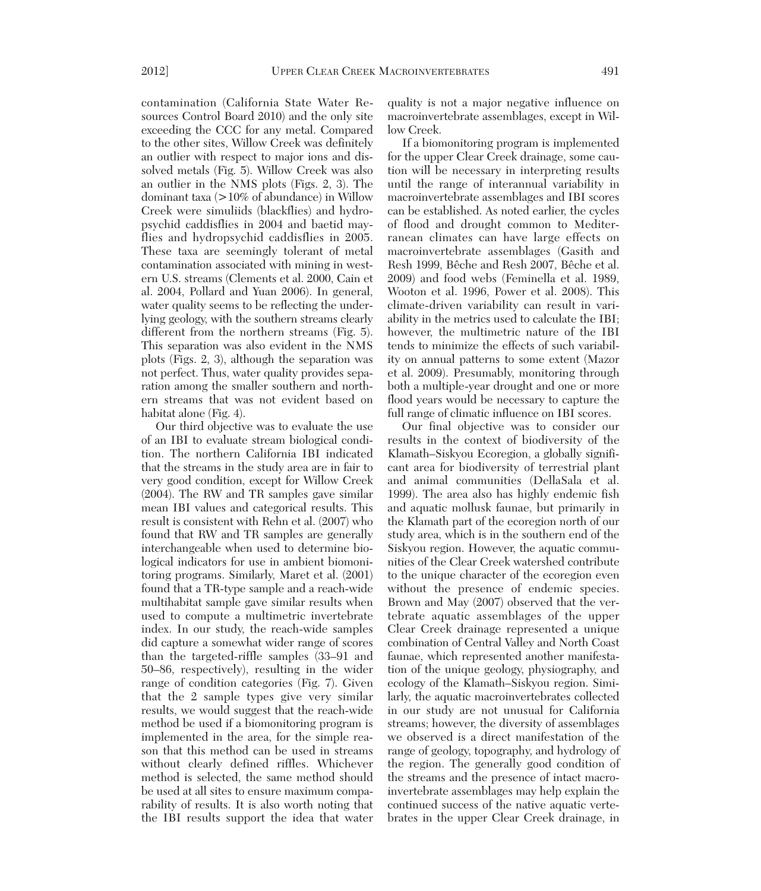contamination (California State Water Resources Control Board 2010) and the only site exceeding the CCC for any metal. Compared to the other sites, Willow Creek was definitely an outlier with respect to major ions and dissolved metals (Fig. 5). Willow Creek was also an outlier in the NMS plots (Figs. 2, 3). The dominant taxa (>10% of abundance) in Willow Creek were simuliids (blackflies) and hydropsychid caddisflies in 2004 and baetid mayflies and hydropsychid caddisflies in 2005. These taxa are seemingly tolerant of metal contamination associated with mining in western U.S. streams (Clements et al. 2000, Cain et al. 2004, Pollard and Yuan 2006). In general, water quality seems to be reflecting the underlying geology, with the southern streams clearly different from the northern streams (Fig. 5). This separation was also evident in the NMS plots (Figs. 2, 3), although the separation was not perfect. Thus, water quality provides separation among the smaller southern and northern streams that was not evident based on habitat alone (Fig. 4).

Our third objective was to evaluate the use of an IBI to evaluate stream biological condition. The northern California IBI indicated that the streams in the study area are in fair to very good condition, except for Willow Creek (2004). The RW and TR samples gave similar mean IBI values and categorical results. This result is consistent with Rehn et al. (2007) who found that RW and TR samples are generally interchangeable when used to determine biological indicators for use in ambient biomonitoring programs. Similarly, Maret et al. (2001) found that a TR-type sample and a reach-wide multihabitat sample gave similar results when used to compute a multimetric invertebrate index. In our study, the reach-wide samples did capture a somewhat wider range of scores than the targeted-riffle samples (33–91 and 50–86, respectively), resulting in the wider range of condition categories (Fig. 7). Given that the 2 sample types give very similar results, we would suggest that the reach-wide method be used if a biomonitoring program is implemented in the area, for the simple reason that this method can be used in streams without clearly defined riffles. Whichever method is selected, the same method should be used at all sites to ensure maximum comparability of results. It is also worth noting that the IBI results support the idea that water quality is not a major negative influence on macroinvertebrate assemblages, except in Willow Creek.

If a biomonitoring program is implemented for the upper Clear Creek drainage, some caution will be necessary in interpreting results until the range of interannual variability in macroinvertebrate assemblages and IBI scores can be established. As noted earlier, the cycles of flood and drought common to Mediterranean climates can have large effects on macroinvertebrate assemblages (Gasith and Resh 1999, Bêche and Resh 2007, Bêche et al. 2009) and food webs (Feminella et al. 1989, Wooton et al. 1996, Power et al. 2008). This climate-driven variability can result in variability in the metrics used to calculate the IBI; however, the multimetric nature of the IBI tends to minimize the effects of such variability on annual patterns to some extent (Mazor et al. 2009). Presumably, monitoring through both a multiple-year drought and one or more flood years would be necessary to capture the full range of climatic influence on IBI scores.

Our final objective was to consider our results in the context of biodiversity of the Klamath–Siskyou Ecoregion, a globally significant area for biodiversity of terrestrial plant and animal communities (DellaSala et al. 1999). The area also has highly endemic fish and aquatic mollusk faunae, but primarily in the Klamath part of the ecoregion north of our study area, which is in the southern end of the Siskyou region. However, the aquatic communities of the Clear Creek watershed contribute to the unique character of the ecoregion even without the presence of endemic species. Brown and May (2007) observed that the vertebrate aquatic assemblages of the upper Clear Creek drainage represented a unique combination of Central Valley and North Coast faunae, which represented another manifestation of the unique geology, physiography, and ecology of the Klamath–Siskyou region. Similarly, the aquatic macroinvertebrates collected in our study are not unusual for California streams; however, the diversity of assemblages we observed is a direct manifestation of the range of geology, topography, and hydrology of the region. The generally good condition of the streams and the presence of intact macroinvertebrate assemblages may help explain the continued success of the native aquatic vertebrates in the upper Clear Creek drainage, in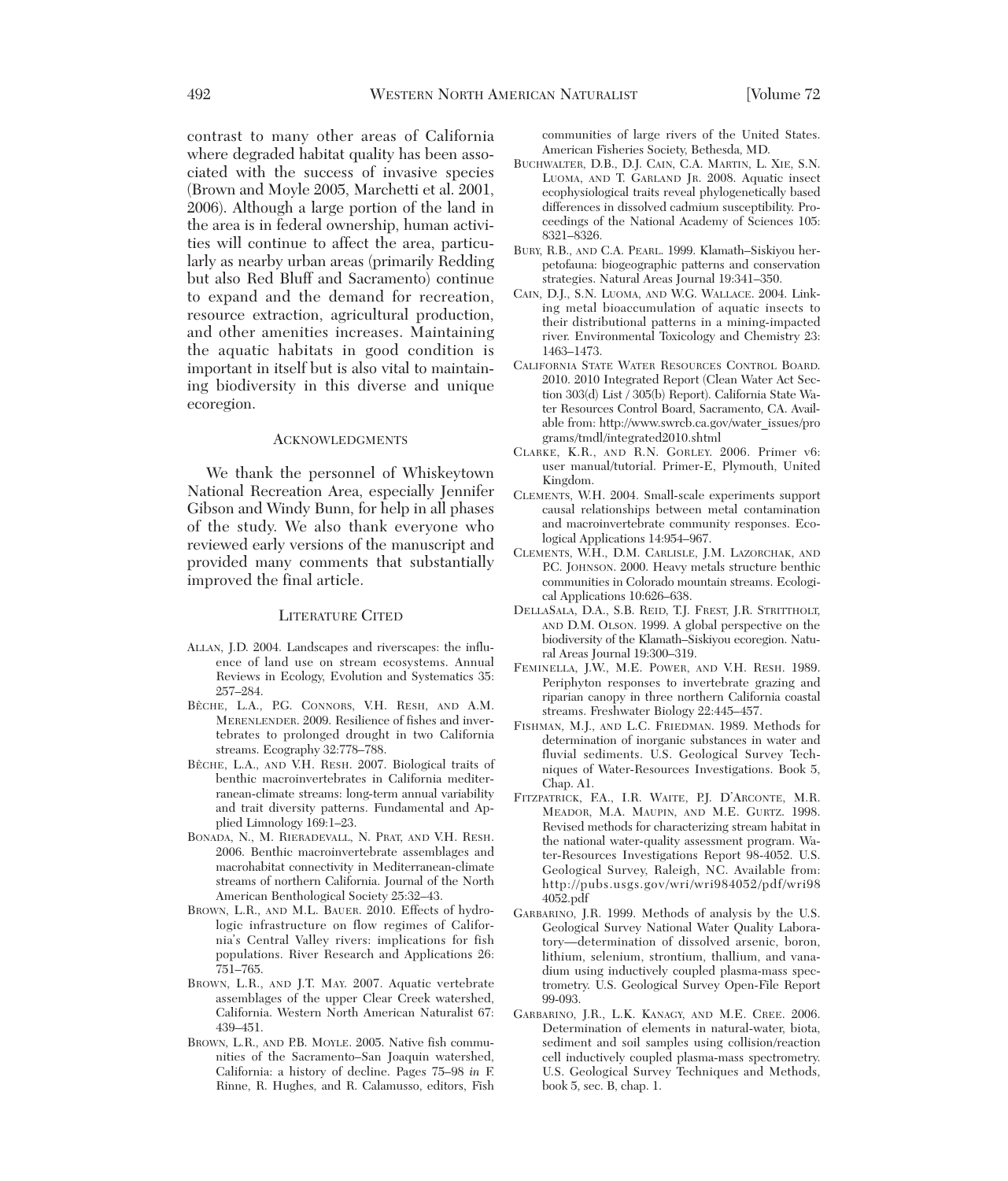contrast to many other areas of California where degraded habitat quality has been associated with the success of invasive species (Brown and Moyle 2005, Marchetti et al. 2001, 2006). Although a large portion of the land in the area is in federal ownership, human activities will continue to affect the area, particularly as nearby urban areas (primarily Redding but also Red Bluff and Sacramento) continue to expand and the demand for recreation, resource extraction, agricultural production, and other amenities increases. Maintaining the aquatic habitats in good condition is important in itself but is also vital to maintaining biodiversity in this diverse and unique ecoregion.

## Acknowledgments

We thank the personnel of Whiskeytown National Recreation Area, especially Jennifer Gibson and Windy Bunn, for help in all phases of the study. We also thank everyone who reviewed early versions of the manuscript and provided many comments that substantially improved the final article.

## Literature Cited

Allan, J.D. 2004. Landscapes and riverscapes: the influence of land use on stream ecosystems. Annual Reviews in Ecology, Evolution and Systematics 35: 257–284.

Bêche, L.A., P.G. Connors, V.H. Resh, and A.M. Merenlender. 2009. Resilience of fishes and invertebrates to prolonged drought in two California streams. Ecography 32:778–788.

Bêche, L.A., and V.H. Resh. 2007. Biological traits of benthic macroinvertebrates in California mediterranean-climate streams: long-term annual variability and trait diversity patterns. Fundamental and Applied Limnology 169:1–23.

Bonada, N., M. Rieradevall, N. Prat, and V.H. Resh. 2006. Benthic macroinvertebrate assemblages and macrohabitat connectivity in Mediterranean-climate streams of northern California. Journal of the North American Benthological Society 25:32–43.

Brown, L.R., and M.L. Bauer. 2010. Effects of hydrologic infrastructure on flow regimes of California's Central Valley rivers: implications for fish populations. River Research and Applications 26: 751–765.

Brown, L.R., and J.T. May. 2007. Aquatic vertebrate assemblages of the upper Clear Creek watershed, California. Western North American Naturalist 67: 439–451.

Brown, L.R., and P.B. Moyle. 2005. Native fish communities of the Sacramento–San Joaquin watershed, California: a history of decline. Pages 75–98 *in* F. Rinne, R. Hughes, and R. Calamusso, editors, Fish communities of large rivers of the United States. American Fisheries Society, Bethesda, MD.

Buchwalter, D.B., D.J. Cain, C.A. Martin, L. Xie, S.N. Luoma, and T. Garland Jr. 2008. Aquatic insect ecophysiological traits reveal phylogenetically based differences in dissolved cadmium susceptibility. Proceedings of the National Academy of Sciences 105: 8321–8326.

Bury, R.B., and C.A. Pearl. 1999. Klamath–Siskiyou herpetofauna: biogeographic patterns and conservation strategies. Natural Areas Journal 19:341–350.

Cain, D.J., S.N. Luoma, and W.G. Wallace. 2004. Linking metal bioaccumulation of aquatic insects to their distributional patterns in a mining-impacted river. Environmental Toxicology and Chemistry 23: 1463–1473.

California State Water Resources Control Board. 2010. 2010 Integrated Report (Clean Water Act Section 303(d) List / 305(b) Report). California State Water Resources Control Board, Sacramento, CA. Available from: http://www.swrcb.ca.gov/water_issues/programs/tmdl/integrated2010.shtml

Clarke, K.R., and R.N. Gorley. 2006. Primer v6: user manual/tutorial. Primer-E, Plymouth, United Kingdom.

Clements, W.H. 2004. Small-scale experiments support causal relationships between metal contamination and macroinvertebrate community responses. Ecological Applications 14:954–967.

Clements, W.H., D.M. Carlisle, J.M. Lazorchak, and P.C. Johnson. 2000. Heavy metals structure benthic communities in Colorado mountain streams. Ecological Applications 10:626–638.

DellaSala, D.A., S.B. Reid, T.J. Frest, J.R. Strittholt, and D.M. Olson. 1999. A global perspective on the biodiversity of the Klamath–Siskiyou ecoregion. Natural Areas Journal 19:300–319.

Feminella, J.W., M.E. Power, and V.H. Resh. 1989. Periphyton responses to invertebrate grazing and riparian canopy in three northern California coastal streams. Freshwater Biology 22:445–457.

Fishman, M.J., and L.C. Friedman. 1989. Methods for determination of inorganic substances in water and fluvial sediments. U.S. Geological Survey Techniques of Water-Resources Investigations. Book 5, Chap. A1.

Fitzpatrick, F.A., I.R. Waite, P.J. D'Arconte, M.R. Meador, M.A. Maupin, and M.E. Gurtz. 1998. Revised methods for characterizing stream habitat in the national water-quality assessment program. Water-Resources Investigations Report 98-4052. U.S. Geological Survey, Raleigh, NC. Available from: http://pubs.usgs.gov/wri/wri984052/pdf/wri984052.pdf

Garbarino, J.R. 1999. Methods of analysis by the U.S. Geological Survey National Water Quality Laboratory—determination of dissolved arsenic, boron, lithium, selenium, strontium, thallium, and vanadium using inductively coupled plasma-mass spectrometry. U.S. Geological Survey Open-File Report 99-093.

Garbarino, J.R., L.K. Kanagy, and M.E. Cree. 2006. Determination of elements in natural-water, biota, sediment and soil samples using collision/reaction cell inductively coupled plasma-mass spectrometry. U.S. Geological Survey Techniques and Methods, book 5, sec. B, chap. 1.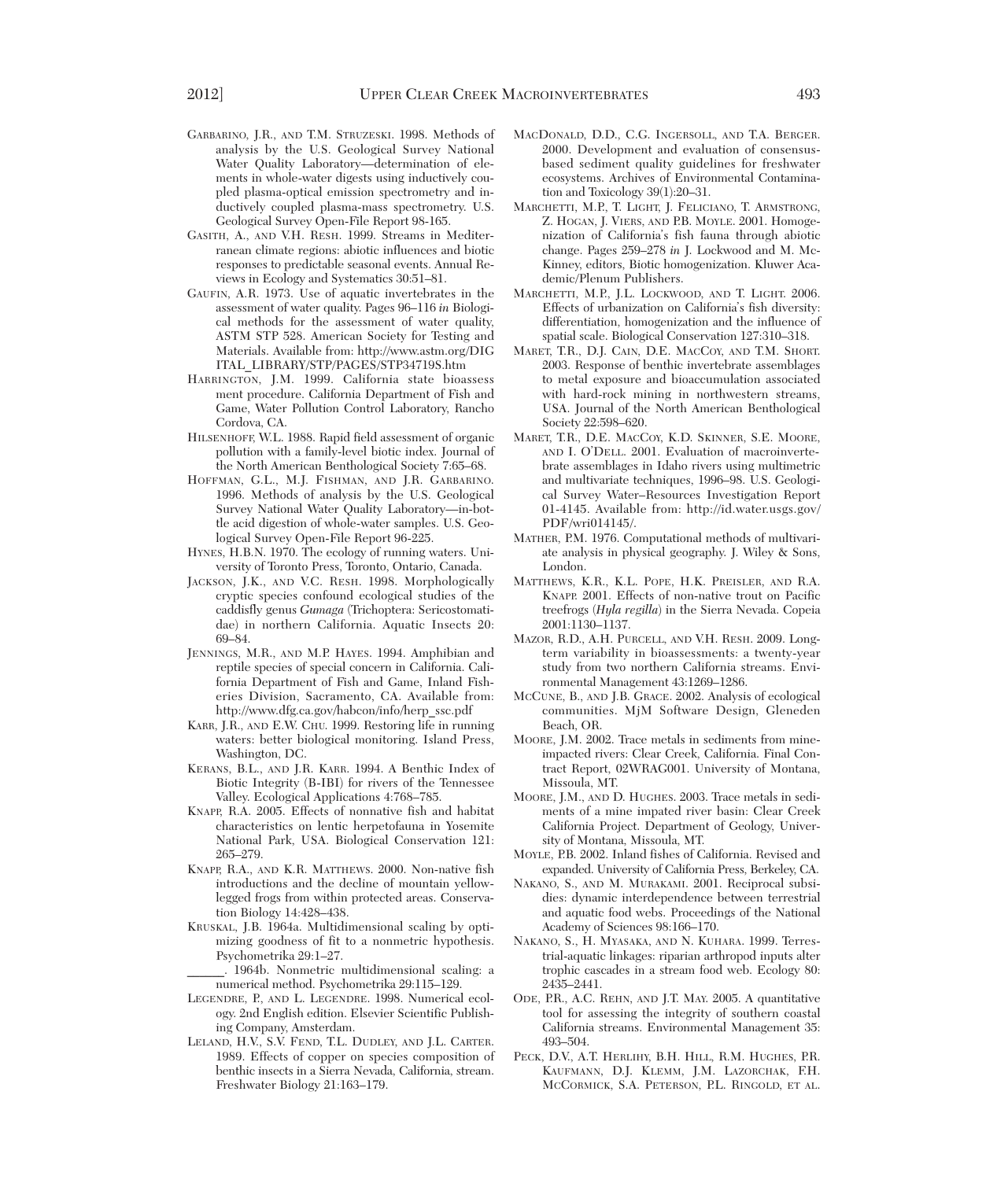Garbarino, J.R., and T.M. Struzeski. 1998. Methods of analysis by the U.S. Geological Survey National Water Quality Laboratory—determination of elements in whole-water digests using inductively coupled plasma-optical emission spectrometry and inductively coupled plasma-mass spectrometry. U.S. Geological Survey Open-File Report 98-165.

Gasith, A., and V.H. Resh. 1999. Streams in Mediterranean climate regions: abiotic influences and biotic responses to predictable seasonal events. Annual Reviews in Ecology and Systematics 30:51–81.

Gaufin, A.R. 1973. Use of aquatic invertebrates in the assessment of water quality. Pages 96–116 *in* Biological methods for the assessment of water quality, ASTM STP 528. American Society for Testing and Materials. Available from: http://www.astm.org/DIGITAL_LIBRARY/STP/PAGES/STP34719S.htm

Harrington, J.M. 1999. California state bioassessment procedure. California Department of Fish and Game, Water Pollution Control Laboratory, Rancho Cordova, CA.

Hilsenhoff, W.L. 1988. Rapid field assessment of organic pollution with a family-level biotic index. Journal of the North American Benthological Society 7:65–68.

Hoffman, G.L., M.J. Fishman, and J.R. Garbarino. 1996. Methods of analysis by the U.S. Geological Survey National Water Quality Laboratory—in-bottle acid digestion of whole-water samples. U.S. Geological Survey Open-File Report 96-225.

Hynes, H.B.N. 1970. The ecology of running waters. University of Toronto Press, Toronto, Ontario, Canada.

Jackson, J.K., and V.C. Resh. 1998. Morphologically cryptic species confound ecological studies of the caddisfly genus *Gumaga* (Trichoptera: Sericostomatidae) in northern California. Aquatic Insects 20: 69–84.

Jennings, M.R., and M.P. Hayes. 1994. Amphibian and reptile species of special concern in California. California Department of Fish and Game, Inland Fisheries Division, Sacramento, CA. Available from: http://www.dfg.ca.gov/habcon/info/herp_ssc.pdf

Karr, J.R., and E.W. Chu. 1999. Restoring life in running waters: better biological monitoring. Island Press, Washington, DC.

Kerans, B.L., and J.R. Karr. 1994. A Benthic Index of Biotic Integrity (B-IBI) for rivers of the Tennessee Valley. Ecological Applications 4:768–785.

Knapp, R.A. 2005. Effects of nonnative fish and habitat characteristics on lentic herpetofauna in Yosemite National Park, USA. Biological Conservation 121: 265–279.

Knapp, R.A., and K.R. Matthews. 2000. Non-native fish introductions and the decline of mountain yellow-legged frogs from within protected areas. Conservation Biology 14:428–438.

Kruskal, J.B. 1964a. Multidimensional scaling by optimizing goodness of fit to a nonmetric hypothesis. Psychometrika 29:1–27.

______. 1964b. Nonmetric multidimensional scaling: a numerical method. Psychometrika 29:115–129.

Legendre, P., and L. Legendre. 1998. Numerical ecology. 2nd English edition. Elsevier Scientific Publishing Company, Amsterdam.

Leland, H.V., S.V. Fend, T.L. Dudley, and J.L. Carter. 1989. Effects of copper on species composition of benthic insects in a Sierra Nevada, California, stream. Freshwater Biology 21:163–179.

MacDonald, D.D., C.G. Ingersoll, and T.A. Berger. 2000. Development and evaluation of consensus-based sediment quality guidelines for freshwater ecosystems. Archives of Environmental Contamination and Toxicology 39(1):20–31.

Marchetti, M.P., T. Light, J. Feliciano, T. Armstrong, Z. Hogan, J. Viers, and P.B. Moyle. 2001. Homogenization of California's fish fauna through abiotic change. Pages 259–278 *in* J. Lockwood and M. McKinney, editors, Biotic homogenization. Kluwer Academic/Plenum Publishers.

Marchetti, M.P., J.L. Lockwood, and T. Light. 2006. Effects of urbanization on California's fish diversity: differentiation, homogenization and the influence of spatial scale. Biological Conservation 127:310–318.

Maret, T.R., D.J. Cain, D.E. MacCoy, and T.M. Short. 2003. Response of benthic invertebrate assemblages to metal exposure and bioaccumulation associated with hard-rock mining in northwestern streams, USA. Journal of the North American Benthological Society 22:598–620.

Maret, T.R., D.E. MacCoy, K.D. Skinner, S.E. Moore, and I. O'Dell. 2001. Evaluation of macroinvertebrate assemblages in Idaho rivers using multimetric and multivariate techniques, 1996–98. U.S. Geological Survey Water–Resources Investigation Report 01-4145. Available from: http://id.water.usgs.gov/PDF/wri014145/.

Mather, P.M. 1976. Computational methods of multivariate analysis in physical geography. J. Wiley & Sons, London.

Matthews, K.R., K.L. Pope, H.K. Preisler, and R.A. Knapp. 2001. Effects of non-native trout on Pacific treefrogs (*Hyla regilla*) in the Sierra Nevada. Copeia 2001:1130–1137.

Mazor, R.D., A.H. Purcell, and V.H. Resh. 2009. Long-term variability in bioassessments: a twenty-year study from two northern California streams. Environmental Management 43:1269–1286.

McCune, B., and J.B. Grace. 2002. Analysis of ecological communities. MjM Software Design, Gleneden Beach, OR.

Moore, J.M. 2002. Trace metals in sediments from mine-impacted rivers: Clear Creek, California. Final Contract Report, 02WRAG001. University of Montana, Missoula, MT.

Moore, J.M., and D. Hughes. 2003. Trace metals in sediments of a mine impated river basin: Clear Creek California Project. Department of Geology, University of Montana, Missoula, MT.

Moyle, P.B. 2002. Inland fishes of California. Revised and expanded. University of California Press, Berkeley, CA.

Nakano, S., and M. Murakami. 2001. Reciprocal subsidies: dynamic interdependence between terrestrial and aquatic food webs. Proceedings of the National Academy of Sciences 98:166–170.

Nakano, S., H. Myasaka, and N. Kuhara. 1999. Terrestrial-aquatic linkages: riparian arthropod inputs alter trophic cascades in a stream food web. Ecology 80: 2435–2441.

Ode, P.R., A.C. Rehn, and J.T. May. 2005. A quantitative tool for assessing the integrity of southern coastal California streams. Environmental Management 35: 493–504.

Peck, D.V., A.T. Herlihy, B.H. Hill, R.M. Hughes, P.R. Kaufmann, D.J. Klemm, J.M. Lazorchak, F.H. McCormick, S.A. Peterson, P.L. Ringold, et al.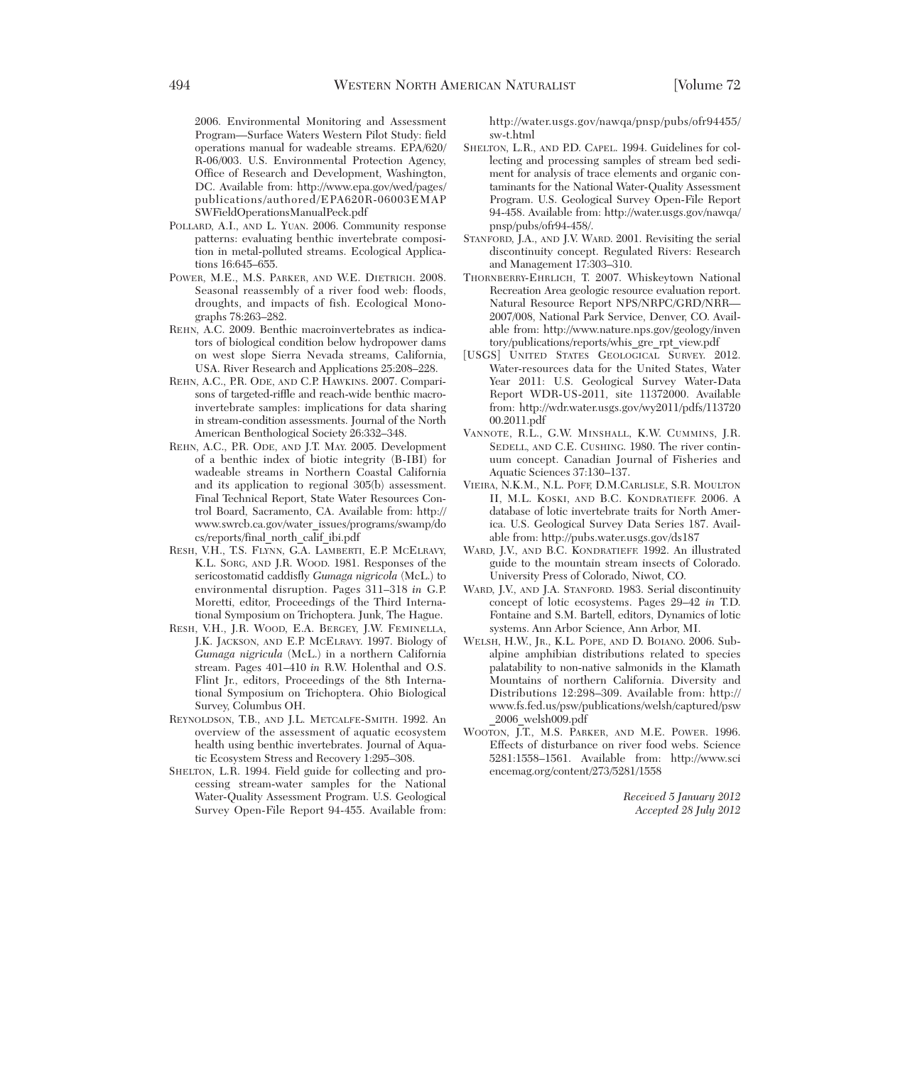2006. Environmental Monitoring and Assessment Program—Surface Waters Western Pilot Study: field operations manual for wadeable streams. EPA/620/R-06/003. U.S. Environmental Protection Agency, Office of Research and Development, Washington, DC. Available from: http://www.epa.gov/wed/pages/publications/authored/EPA620R-06003EMAPSWFieldOperationsManualPeck.pdf

POLLARD, A.I., AND L. YUAN. 2006. Community response patterns: evaluating benthic invertebrate composition in metal-polluted streams. Ecological Applications 16:645–655.

POWER, M.E., M.S. PARKER, AND W.E. DIETRICH. 2008. Seasonal reassembly of a river food web: floods, droughts, and impacts of fish. Ecological Monographs 78:263–282.

REHN, A.C. 2009. Benthic macroinvertebrates as indicators of biological condition below hydropower dams on west slope Sierra Nevada streams, California, USA. River Research and Applications 25:208–228.

REHN, A.C., P.R. ODE, AND C.P. HAWKINS. 2007. Comparisons of targeted-riffle and reach-wide benthic macroinvertebrate samples: implications for data sharing in stream-condition assessments. Journal of the North American Benthological Society 26:332–348.

REHN, A.C., P.R. ODE, AND J.T. MAY. 2005. Development of a benthic index of biotic integrity (B-IBI) for wadeable streams in Northern Coastal California and its application to regional 305(b) assessment. Final Technical Report, State Water Resources Control Board, Sacramento, CA. Available from: http://www.swrcb.ca.gov/water_issues/programs/swamp/docs/reports/final_north_calif_ibi.pdf

RESH, V.H., T.S. FLYNN, G.A. LAMBERTI, E.P. MCELRAVY, K.L. SORG, AND J.R. WOOD. 1981. Responses of the sericostomatid caddisfly *Gumaga nigricola* (McL.) to environmental disruption. Pages 311–318 *in* G.P. Moretti, editor, Proceedings of the Third International Symposium on Trichoptera. Junk, The Hague.

RESH, V.H., J.R. WOOD, E.A. BERGEY, J.W. FEMINELLA, J.K. JACKSON, AND E.P. MCELRAVY. 1997. Biology of *Gumaga nigricula* (McL.) in a northern California stream. Pages 401–410 *in* R.W. Holenthal and O.S. Flint Jr., editors, Proceedings of the 8th International Symposium on Trichoptera. Ohio Biological Survey, Columbus OH.

REYNOLDSON, T.B., AND J.L. METCALFE-SMITH. 1992. An overview of the assessment of aquatic ecosystem health using benthic invertebrates. Journal of Aquatic Ecosystem Stress and Recovery 1:295–308.

SHELTON, L.R. 1994. Field guide for collecting and processing stream-water samples for the National Water-Quality Assessment Program. U.S. Geological Survey Open-File Report 94-455. Available from: http://water.usgs.gov/nawqa/pnsp/pubs/ofr94455/sw-t.html

SHELTON, L.R., AND P.D. CAPEL. 1994. Guidelines for collecting and processing samples of stream bed sediment for analysis of trace elements and organic contaminants for the National Water-Quality Assessment Program. U.S. Geological Survey Open-File Report 94-458. Available from: http://water.usgs.gov/nawqa/pnsp/pubs/ofr94-458/.

STANFORD, J.A., AND J.V. WARD. 2001. Revisiting the serial discontinuity concept. Regulated Rivers: Research and Management 17:303–310.

THORNBERRY-EHRLICH, T. 2007. Whiskeytown National Recreation Area geologic resource evaluation report. Natural Resource Report NPS/NRPC/GRD/NRR—2007/008, National Park Service, Denver, CO. Available from: http://www.nature.nps.gov/geology/inventory/publications/reports/whis_gre_rpt_view.pdf

[USGS] UNITED STATES GEOLOGICAL SURVEY. 2012. Water-resources data for the United States, Water Year 2011: U.S. Geological Survey Water-Data Report WDR-US-2011, site 11372000. Available from: http://wdr.water.usgs.gov/wy2011/pdfs/11372000.2011.pdf

VANNOTE, R.L., G.W. MINSHALL, K.W. CUMMINS, J.R. SEDELL, AND C.E. CUSHING. 1980. The river continuum concept. Canadian Journal of Fisheries and Aquatic Sciences 37:130–137.

VIEIRA, N.K.M., N.L. POFF, D.M.CARLISLE, S.R. MOULTON II, M.L. KOSKI, AND B.C. KONDRATIEFF. 2006. A database of lotic invertebrate traits for North America. U.S. Geological Survey Data Series 187. Available from: http://pubs.water.usgs.gov/ds187

WARD, J.V., AND B.C. KONDRATIEFF. 1992. An illustrated guide to the mountain stream insects of Colorado. University Press of Colorado, Niwot, CO.

WARD, J.V., AND J.A. STANFORD. 1983. Serial discontinuity concept of lotic ecosystems. Pages 29–42 *in* T.D. Fontaine and S.M. Bartell, editors, Dynamics of lotic systems. Ann Arbor Science, Ann Arbor, MI.

WELSH, H.W., JR., K.L. POPE, AND D. BOIANO. 2006. Subalpine amphibian distributions related to species palatability to non-native salmonids in the Klamath Mountains of northern California. Diversity and Distributions 12:298–309. Available from: http://www.fs.fed.us/psw/publications/welsh/captured/psw_2006_welsh009.pdf

WOOTON, J.T., M.S. PARKER, AND M.E. POWER. 1996. Effects of disturbance on river food webs. Science 5281:1558–1561. Available from: http://www.sciencemag.org/content/273/5281/1558

*Received 5 January 2012*
*Accepted 28 July 2012*